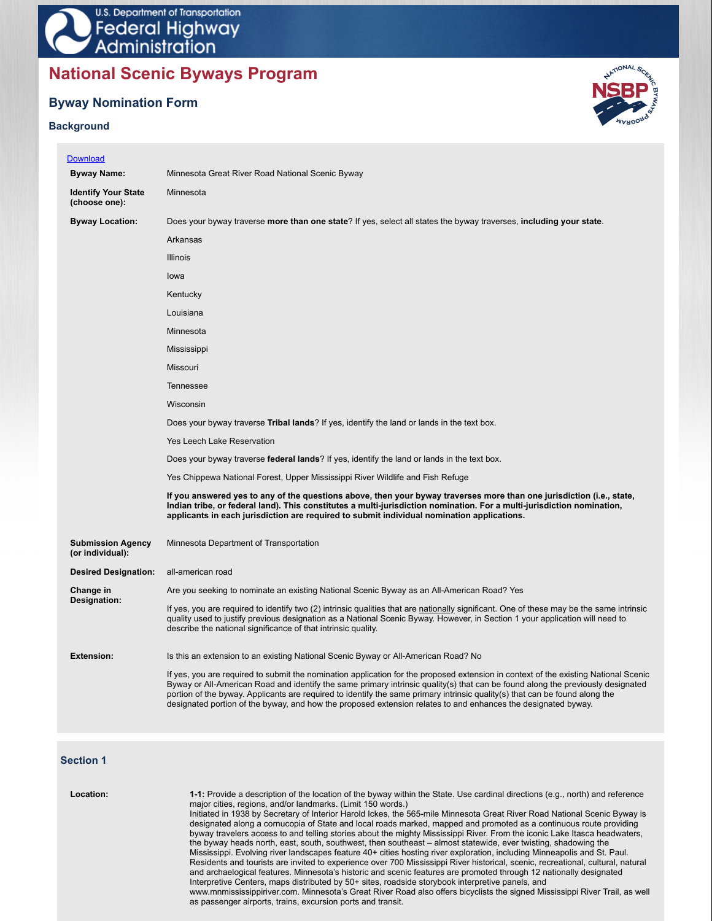U.S. Department of Transportation Federal Highway Administration

# National Scenic Byways Program

## Byway Nomination Form

### Background

Download

**Byway Name:** Minnesota Great River Road National Scenic Byway

**Identify Your State (choose one):** Minnesota

**Byway Location:** Does your byway traverse **more than one state**? If yes, select all states the byway traverses, **including your state**.

Arkansas

Illinois

Iowa

Kentucky

Louisiana

Minnesota

Mississippi

Missouri

Tennessee

Wisconsin

Does your byway traverse **Tribal lands**? If yes, identify the land or lands in the text box.

Yes Leech Lake Reservation

Does your byway traverse **federal lands**? If yes, identify the land or lands in the text box.

Yes Chippewa National Forest, Upper Mississippi River Wildlife and Fish Refuge

**If you answered yes to any of the questions above, then your byway traverses more than one jurisdiction (i.e., state, Indian tribe, or federal land). This constitutes a multi-jurisdiction nomination. For a multi-jurisdiction nomination, applicants in each jurisdiction are required to submit individual nomination applications.**

**Submission Agency (or individual):** Minnesota Department of Transportation

**Desired Designation:** all-american road

**Change in Designation:** Are you seeking to nominate an existing National Scenic Byway as an All-American Road? Yes

If yes, you are required to identify two (2) intrinsic qualities that are nationally significant. One of these may be the same intrinsic quality used to justify previous designation as a National Scenic Byway. However, in Section 1 your application will need to describe the national significance of that intrinsic quality.

**Extension:** Is this an extension to an existing National Scenic Byway or All-American Road? No

If yes, you are required to submit the nomination application for the proposed extension in context of the existing National Scenic Byway or All-American Road and identify the same primary intrinsic quality(s) that can be found along the previously designated portion of the byway. Applicants are required to identify the same primary intrinsic quality(s) that can be found along the designated portion of the byway, and how the proposed extension relates to and enhances the designated byway.

### Section 1

**Location:** **1-1:** Provide a description of the location of the byway within the State. Use cardinal directions (e.g., north) and reference major cities, regions, and/or landmarks. (Limit 150 words.)

Initiated in 1938 by Secretary of Interior Harold Ickes, the 565-mile Minnesota Great River Road National Scenic Byway is designated along a cornucopia of State and local roads marked, mapped and promoted as a continuous route providing byway travelers access to and telling stories about the mighty Mississippi River. From the iconic Lake Itasca headwaters, the byway heads north, east, south, southwest, then southeast – almost statewide, ever twisting, shadowing the Mississippi. Evolving river landscapes feature 40+ cities hosting river exploration, including Minneapolis and St. Paul. Residents and tourists are invited to experience over 700 Mississippi River historical, scenic, recreational, cultural, natural and archaeological features. Minnesota's historic and scenic features are promoted through 12 nationally designated Interpretive Centers, maps distributed by 50+ sites, roadside storybook interpretive panels, and www.mnmississippiriver.com. Minnesota's Great River Road also offers bicyclists the signed Mississippi River Trail, as well as passenger airports, trains, excursion ports and transit.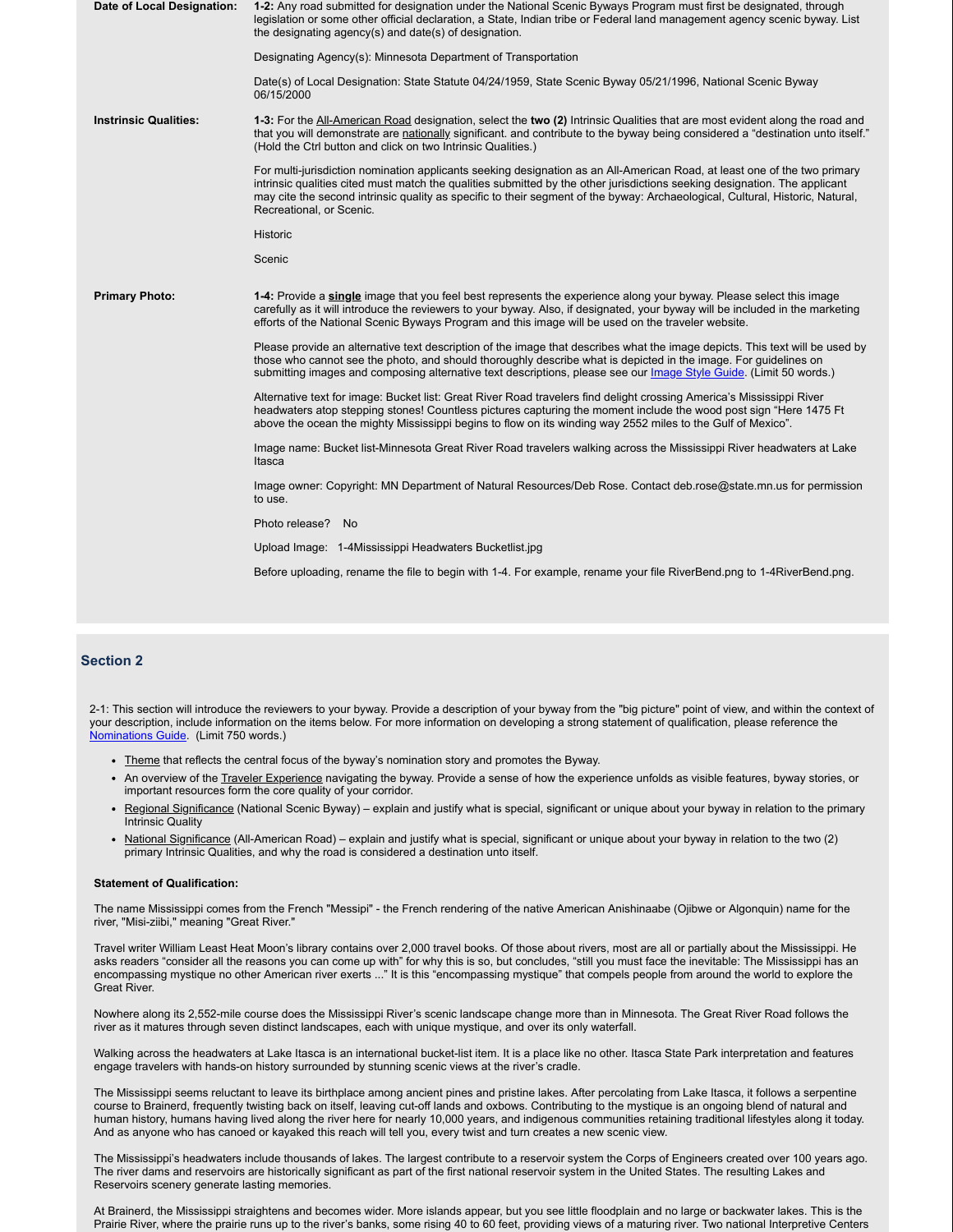**Date of Local Designation:**

**1-2:** Any road submitted for designation under the National Scenic Byways Program must first be designated, through legislation or some other official declaration, a State, Indian tribe or Federal land management agency scenic byway. List the designating agency(s) and date(s) of designation.

Designating Agency(s): Minnesota Department of Transportation

Date(s) of Local Designation: State Statute 04/24/1959, State Scenic Byway 05/21/1996, National Scenic Byway 06/15/2000

**Intrinsic Qualities:**

**1-3:** For the All-American Road designation, select the **two (2)** Intrinsic Qualities that are most evident along the road and that you will demonstrate are nationally significant. and contribute to the byway being considered a "destination unto itself." (Hold the Ctrl button and click on two Intrinsic Qualities.)

For multi-jurisdiction nomination applicants seeking designation as an All-American Road, at least one of the two primary intrinsic qualities cited must match the qualities submitted by the other jurisdictions seeking designation. The applicant may cite the second intrinsic quality as specific to their segment of the byway: Archaeological, Cultural, Historic, Natural, Recreational, or Scenic.

Historic

Scenic

**Primary Photo:**

**1-4:** Provide a **single** image that you feel best represents the experience along your byway. Please select this image carefully as it will introduce the reviewers to your byway. Also, if designated, your byway will be included in the marketing efforts of the National Scenic Byways Program and this image will be used on the traveler website.

Please provide an alternative text description of the image that describes what the image depicts. This text will be used by those who cannot see the photo, and should thoroughly describe what is depicted in the image. For guidelines on submitting images and composing alternative text descriptions, please see our Image Style Guide. (Limit 50 words.)

Alternative text for image: Bucket list: Great River Road travelers find delight crossing America's Mississippi River headwaters atop stepping stones! Countless pictures capturing the moment include the wood post sign "Here 1475 Ft above the ocean the mighty Mississippi begins to flow on its winding way 2552 miles to the Gulf of Mexico".

Image name: Bucket list-Minnesota Great River Road travelers walking across the Mississippi River headwaters at Lake Itasca

Image owner: Copyright: MN Department of Natural Resources/Deb Rose. Contact deb.rose@state.mn.us for permission to use.

Photo release? No

Upload Image: 1-4Mississippi Headwaters Bucketlist.jpg

Before uploading, rename the file to begin with 1-4. For example, rename your file RiverBend.png to 1-4RiverBend.png.

## Section 2

2-1: This section will introduce the reviewers to your byway. Provide a description of your byway from the "big picture" point of view, and within the context of your description, include information on the items below. For more information on developing a strong statement of qualification, please reference the Nominations Guide. (Limit 750 words.)

- Theme that reflects the central focus of the byway's nomination story and promotes the Byway.
- An overview of the Traveler Experience navigating the byway. Provide a sense of how the experience unfolds as visible features, byway stories, or important resources form the core quality of your corridor.
- Regional Significance (National Scenic Byway) – explain and justify what is special, significant or unique about your byway in relation to the primary Intrinsic Quality
- National Significance (All-American Road) – explain and justify what is special, significant or unique about your byway in relation to the two (2) primary Intrinsic Qualities, and why the road is considered a destination unto itself.

**Statement of Qualification:**

The name Mississippi comes from the French "Messipi" - the French rendering of the native American Anishinaabe (Ojibwe or Algonquin) name for the river, "Misi-ziibi," meaning "Great River."

Travel writer William Least Heat Moon's library contains over 2,000 travel books. Of those about rivers, most are all or partially about the Mississippi. He asks readers "consider all the reasons you can come up with" for why this is so, but concludes, "still you must face the inevitable: The Mississippi has an encompassing mystique no other American river exerts ..." It is this "encompassing mystique" that compels people from around the world to explore the Great River.

Nowhere along its 2,552-mile course does the Mississippi River's scenic landscape change more than in Minnesota. The Great River Road follows the river as it matures through seven distinct landscapes, each with unique mystique, and over its only waterfall.

Walking across the headwaters at Lake Itasca is an international bucket-list item. It is a place like no other. Itasca State Park interpretation and features engage travelers with hands-on history surrounded by stunning scenic views at the river's cradle.

The Mississippi seems reluctant to leave its birthplace among ancient pines and pristine lakes. After percolating from Lake Itasca, it follows a serpentine course to Brainerd, frequently twisting back on itself, leaving cut-off lands and oxbows. Contributing to the mystique is an ongoing blend of natural and human history, humans having lived along the river here for nearly 10,000 years, and indigenous communities retaining traditional lifestyles along it today. And as anyone who has canoed or kayaked this reach will tell you, every twist and turn creates a new scenic view.

The Mississippi's headwaters include thousands of lakes. The largest contribute to a reservoir system the Corps of Engineers created over 100 years ago. The river dams and reservoirs are historically significant as part of the first national reservoir system in the United States. The resulting Lakes and Reservoirs scenery generate lasting memories.

At Brainerd, the Mississippi straightens and becomes wider. More islands appear, but you see little floodplain and no large or backwater lakes. This is the Prairie River, where the prairie runs up to the river's banks, some rising 40 to 60 feet, providing views of a maturing river. Two national Interpretive Centers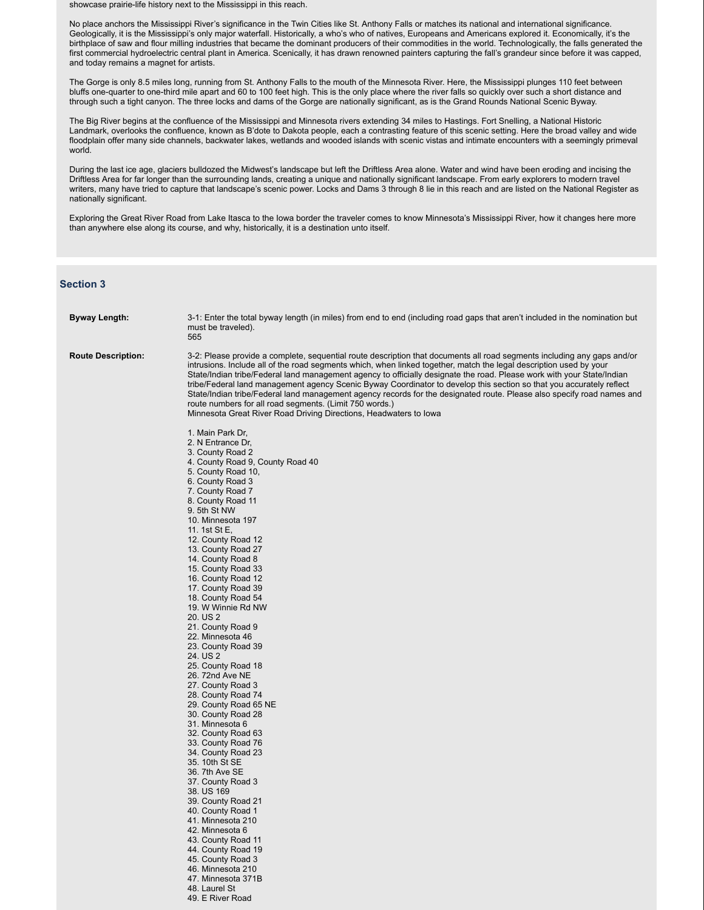showcase prairie-life history next to the Mississippi in this reach.

No place anchors the Mississippi River's significance in the Twin Cities like St. Anthony Falls or matches its national and international significance. Geologically, it is the Mississippi's only major waterfall. Historically, a who's who of natives, Europeans and Americans explored it. Economically, it's the birthplace of saw and flour milling industries that became the dominant producers of their commodities in the world. Technologically, the falls generated the first commercial hydroelectric central plant in America. Scenically, it has drawn renowned painters capturing the fall's grandeur since before it was capped, and today remains a magnet for artists.

The Gorge is only 8.5 miles long, running from St. Anthony Falls to the mouth of the Minnesota River. Here, the Mississippi plunges 110 feet between bluffs one-quarter to one-third mile apart and 60 to 100 feet high. This is the only place where the river falls so quickly over such a short distance and through such a tight canyon. The three locks and dams of the Gorge are nationally significant, as is the Grand Rounds National Scenic Byway.

The Big River begins at the confluence of the Mississippi and Minnesota rivers extending 34 miles to Hastings. Fort Snelling, a National Historic Landmark, overlooks the confluence, known as B'dote to Dakota people, each a contrasting feature of this scenic setting. Here the broad valley and wide floodplain offer many side channels, backwater lakes, wetlands and wooded islands with scenic vistas and intimate encounters with a seemingly primeval world.

During the last ice age, glaciers bulldozed the Midwest's landscape but left the Driftless Area alone. Water and wind have been eroding and incising the Driftless Area for far longer than the surrounding lands, creating a unique and nationally significant landscape. From early explorers to modern travel writers, many have tried to capture that landscape's scenic power. Locks and Dams 3 through 8 lie in this reach and are listed on the National Register as nationally significant.

Exploring the Great River Road from Lake Itasca to the Iowa border the traveler comes to know Minnesota's Mississippi River, how it changes here more than anywhere else along its course, and why, historically, it is a destination unto itself.

## Section 3

**Byway Length:**

3-1: Enter the total byway length (in miles) from end to end (including road gaps that aren't included in the nomination but must be traveled).
565

**Route Description:**

3-2: Please provide a complete, sequential route description that documents all road segments including any gaps and/or intrusions. Include all of the road segments which, when linked together, match the legal description used by your State/Indian tribe/Federal land management agency to officially designate the road. Please work with your State/Indian tribe/Federal land management agency Scenic Byway Coordinator to develop this section so that you accurately reflect State/Indian tribe/Federal land management agency records for the designated route. Please also specify road names and route numbers for all road segments. (Limit 750 words.)
Minnesota Great River Road Driving Directions, Headwaters to Iowa

1. Main Park Dr,
2. N Entrance Dr,
3. County Road 2
4. County Road 9, County Road 40
5. County Road 10,
6. County Road 3
7. County Road 7
8. County Road 11
9. 5th St NW
10. Minnesota 197
11. 1st St E,
12. County Road 12
13. County Road 27
14. County Road 8
15. County Road 33
16. County Road 12
17. County Road 39
18. County Road 54
19. W Winnie Rd NW
20. US 2
21. County Road 9
22. Minnesota 46
23. County Road 39
24. US 2
25. County Road 18
26. 72nd Ave NE
27. County Road 3
28. County Road 74
29. County Road 65 NE
30. County Road 28
31. Minnesota 6
32. County Road 63
33. County Road 76
34. County Road 23
35. 10th St SE
36. 7th Ave SE
37. County Road 3
38. US 169
39. County Road 21
40. County Road 1
41. Minnesota 210
42. Minnesota 6
43. County Road 11
44. County Road 19
45. County Road 3
46. Minnesota 210
47. Minnesota 371B
48. Laurel St
49. E River Road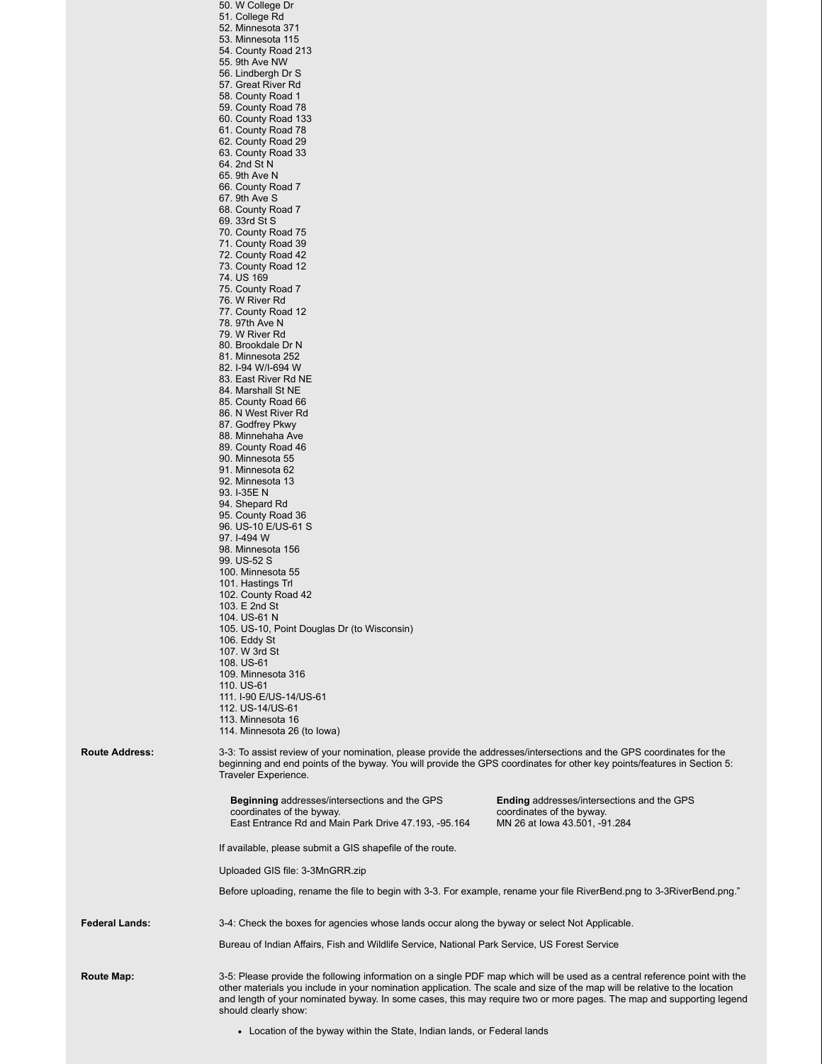50. W College Dr
51. College Rd
52. Minnesota 371
53. Minnesota 115
54. County Road 213
55. 9th Ave NW
56. Lindbergh Dr S
57. Great River Rd
58. County Road 1
59. County Road 78
60. County Road 133
61. County Road 78
62. County Road 29
63. County Road 33
64. 2nd St N
65. 9th Ave N
66. County Road 7
67. 9th Ave S
68. County Road 7
69. 33rd St S
70. County Road 75
71. County Road 39
72. County Road 42
73. County Road 12
74. US 169
75. County Road 7
76. W River Rd
77. County Road 12
78. 97th Ave N
79. W River Rd
80. Brookdale Dr N
81. Minnesota 252
82. I-94 W/I-694 W
83. East River Rd NE
84. Marshall St NE
85. County Road 66
86. N West River Rd
87. Godfrey Pkwy
88. Minnehaha Ave
89. County Road 46
90. Minnesota 55
91. Minnesota 62
92. Minnesota 13
93. I-35E N
94. Shepard Rd
95. County Road 36
96. US-10 E/US-61 S
97. I-494 W
98. Minnesota 156
99. US-52 S
100. Minnesota 55
101. Hastings Trl
102. County Road 42
103. E 2nd St
104. US-61 N
105. US-10, Point Douglas Dr (to Wisconsin)
106. Eddy St
107. W 3rd St
108. US-61
109. Minnesota 316
110. US-61
111. I-90 E/US-14/US-61
112. US-14/US-61
113. Minnesota 16
114. Minnesota 26 (to Iowa)

**Route Address:**

3-3: To assist review of your nomination, please provide the addresses/intersections and the GPS coordinates for the beginning and end points of the byway. You will provide the GPS coordinates for other key points/features in Section 5: Traveler Experience.

| **Beginning** addresses/intersections and the GPS coordinates of the byway. | **Ending** addresses/intersections and the GPS coordinates of the byway. |
|---|---|
| East Entrance Rd and Main Park Drive 47.193, -95.164 | MN 26 at Iowa 43.501, -91.284 |

If available, please submit a GIS shapefile of the route.

Uploaded GIS file: 3-3MnGRR.zip

Before uploading, rename the file to begin with 3-3. For example, rename your file RiverBend.png to 3-3RiverBend.png."

**Federal Lands:**

3-4: Check the boxes for agencies whose lands occur along the byway or select Not Applicable.

Bureau of Indian Affairs, Fish and Wildlife Service, National Park Service, US Forest Service

**Route Map:**

3-5: Please provide the following information on a single PDF map which will be used as a central reference point with the other materials you include in your nomination application. The scale and size of the map will be relative to the location and length of your nominated byway. In some cases, this may require two or more pages. The map and supporting legend should clearly show:

- Location of the byway within the State, Indian lands, or Federal lands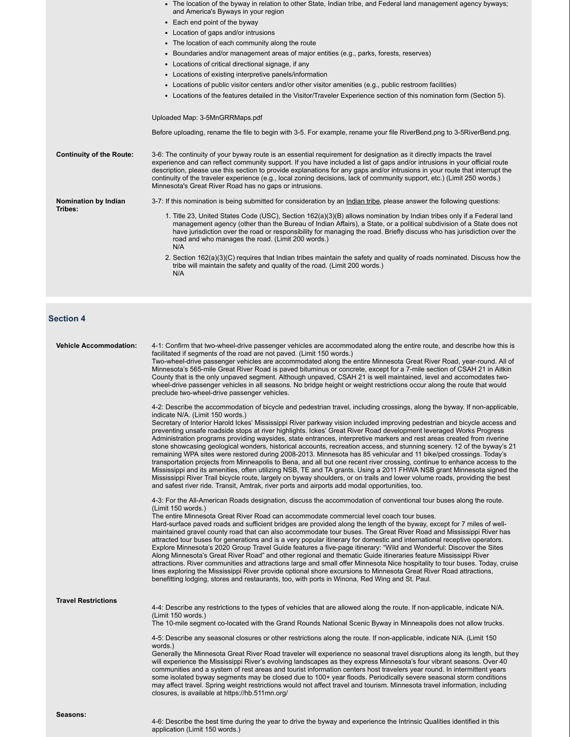- The location of the byway in relation to other State, Indian tribe, and Federal land management agency byways; and America's Byways in your region
- Each end point of the byway
- Location of gaps and/or intrusions
- The location of each community along the route
- Boundaries and/or management areas of major entities (e.g., parks, forests, reserves)
- Locations of critical directional signage, if any
- Locations of existing interpretive panels/information
- Locations of public visitor centers and/or other visitor amenities (e.g., public restroom facilities)
- Locations of the features detailed in the Visitor/Traveler Experience section of this nomination form (Section 5).

Uploaded Map: 3-5MnGRRMaps.pdf

Before uploading, rename the file to begin with 3-5. For example, rename your file RiverBend.png to 3-5RiverBend.png.

**Continuity of the Route:**

3-6: The continuity of your byway route is an essential requirement for designation as it directly impacts the travel experience and can reflect community support. If you have included a list of gaps and/or intrusions in your official route description, please use this section to provide explanations for any gaps and/or intrusions in your route that interrupt the continuity of the traveler experience (e.g., local zoning decisions, lack of community support, etc.) (Limit 250 words.)
Minnesota's Great River Road has no gaps or intrusions.

**Nomination by Indian Tribes:**

3-7: If this nomination is being submitted for consideration by an Indian tribe, please answer the following questions:

1. Title 23, United States Code (USC), Section 162(a)(3)(B) allows nomination by Indian tribes only if a Federal land management agency (other than the Bureau of Indian Affairs), a State, or a political subdivision of a State does not have jurisdiction over the road or responsibility for managing the road. Briefly discuss who has jurisdiction over the road and who manages the road. (Limit 200 words.)
   N/A
2. Section 162(a)(3)(C) requires that Indian tribes maintain the safety and quality of roads nominated. Discuss how the tribe will maintain the safety and quality of the road. (Limit 200 words.)
   N/A

## Section 4

**Vehicle Accommodation:**

4-1: Confirm that two-wheel-drive passenger vehicles are accommodated along the entire route, and describe how this is facilitated if segments of the road are not paved. (Limit 150 words.)
Two-wheel-drive passenger vehicles are accommodated along the entire Minnesota Great River Road, year-round. All of Minnesota's 565-mile Great River Road is paved bituminus or concrete, except for a 7-mile section of CSAH 21 in Aitkin County that is the only unpaved segment. Although unpaved, CSAH 21 is well maintained, level and accomodates two-wheel-drive passenger vehicles in all seasons. No bridge height or weight restrictions occur along the route that would preclude two-wheel-drive passenger vehicles.

4-2: Describe the accommodation of bicycle and pedestrian travel, including crossings, along the byway. If non-applicable, indicate N/A. (Limit 150 words.)
Secretary of Interior Harold Ickes' Mississippi River parkway vision included improving pedestrian and bicycle access and preventing unsafe roadside stops at river highlights. Ickes' Great River Road development leveraged Works Progress Administration programs providing waysides, state entrances, interpretive markers and rest areas created from riverine stone showcasing geological wonders, historical accounts, recreation access, and stunning scenery. 12 of the byway's 21 remaining WPA sites were restored during 2008-2013. Minnesota has 85 vehicular and 11 bike/ped crossings. Today's transportation projects from Minneapolis to Bena, and all but one recent river crossing, continue to enhance access to the Mississippi and its amenities, often utilizing NSB, TE and TA grants. Using a 2011 FHWA NSB grant Minnesota signed the Mississippi River Trail bicycle route, largely on byway shoulders, or on trails and lower volume roads, providing the best and safest river ride. Transit, Amtrak, river ports and airports add modal opportunities, too.

4-3: For the All-American Roads designation, discuss the accommodation of conventional tour buses along the route. (Limit 150 words.)
The entire Minnesota Great River Road can accommodate commercial level coach tour buses.
Hard-surface paved roads and sufficient bridges are provided along the length of the byway, except for 7 miles of well-maintained gravel county road that can also accommodate tour buses. The Great River Road and Mississippi River has attracted tour buses for generations and is a very popular itinerary for domestic and international receptive operators. Explore Minnesota's 2020 Group Travel Guide features a five-page itinerary: "Wild and Wonderful: Discover the Sites Along Minnesota's Great River Road" and other regional and thematic Guide itineraries feature Mississippi River attractions. River communities and attractions large and small offer Minnesota Nice hospitality to tour buses. Today, cruise lines exploring the Mississippi River provide optional shore excursions to Minnesota Great River Road attractions, benefitting lodging, stores and restaurants, too, with ports in Winona, Red Wing and St. Paul.

**Travel Restrictions**

4-4: Describe any restrictions to the types of vehicles that are allowed along the route. If non-applicable, indicate N/A. (Limit 150 words.)
The 10-mile segment co-located with the Grand Rounds National Scenic Byway in Minneapolis does not allow trucks.

4-5: Describe any seasonal closures or other restrictions along the route. If non-applicable, indicate N/A. (Limit 150 words.)
Generally the Minnesota Great River Road traveler will experience no seasonal travel disruptions along its length, but they will experience the Mississippi River's evolving landscapes as they express Minnesota's four vibrant seasons. Over 40 communities and a system of rest areas and tourist information centers host travelers year round. In intermittent years some isolated byway segments may be closed due to 100+ year floods. Periodically severe seasonal storm conditions may affect travel. Spring weight restrictions would not affect travel and tourism. Minnesota travel information, including closures, is available at https://hb.511mn.org/

**Seasons:**

4-6: Describe the best time during the year to drive the byway and experience the Intrinsic Qualities identified in this application (Limit 150 words.)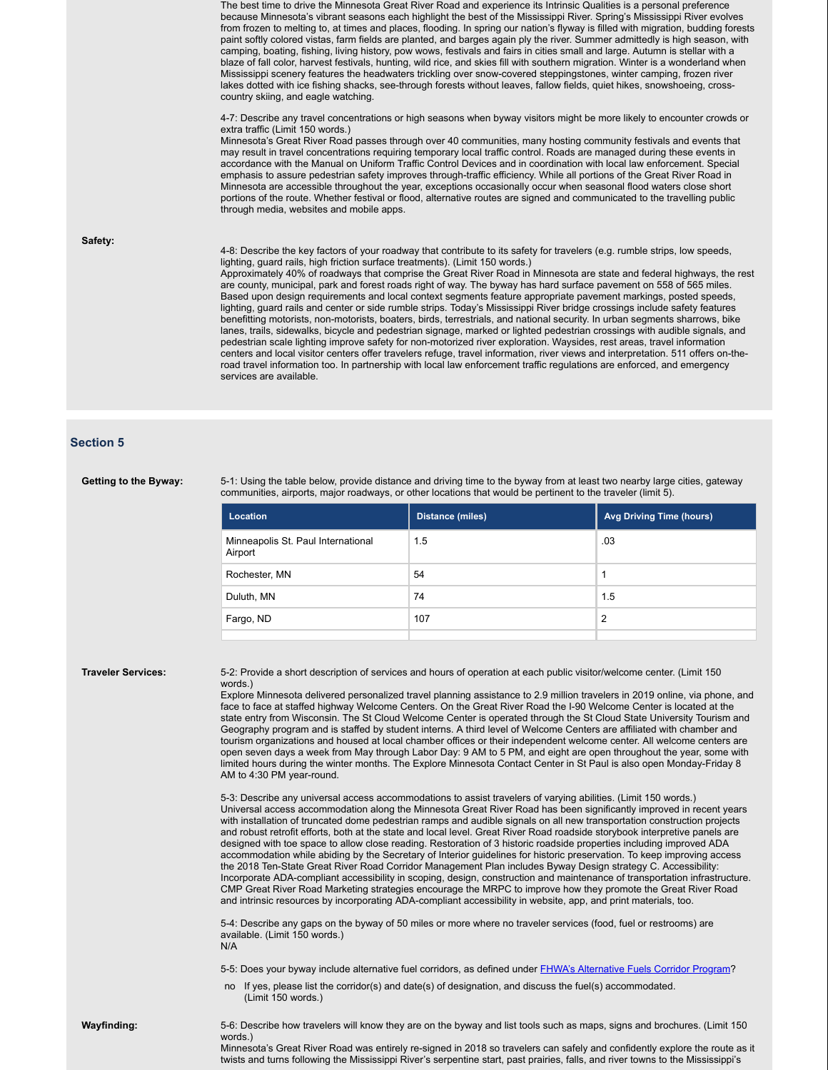The best time to drive the Minnesota Great River Road and experience its Intrinsic Qualities is a personal preference because Minnesota's vibrant seasons each highlight the best of the Mississippi River. Spring's Mississippi River evolves from frozen to melting to, at times and places, flooding. In spring our nation's flyway is filled with migration, budding forests paint softly colored vistas, farm fields are planted, and barges again ply the river. Summer admittedly is high season, with camping, boating, fishing, living history, pow wows, festivals and fairs in cities small and large. Autumn is stellar with a blaze of fall color, harvest festivals, hunting, wild rice, and skies fill with southern migration. Winter is a wonderland when Mississippi scenery features the headwaters trickling over snow-covered steppingstones, winter camping, frozen river lakes dotted with ice fishing shacks, see-through forests without leaves, fallow fields, quiet hikes, snowshoeing, cross-country skiing, and eagle watching.

4-7: Describe any travel concentrations or high seasons when byway visitors might be more likely to encounter crowds or extra traffic (Limit 150 words.)
Minnesota's Great River Road passes through over 40 communities, many hosting community festivals and events that may result in travel concentrations requiring temporary local traffic control. Roads are managed during these events in accordance with the Manual on Uniform Traffic Control Devices and in coordination with local law enforcement. Special emphasis to assure pedestrian safety improves through-traffic efficiency. While all portions of the Great River Road in Minnesota are accessible throughout the year, exceptions occasionally occur when seasonal flood waters close short portions of the route. Whether festival or flood, alternative routes are signed and communicated to the travelling public through media, websites and mobile apps.

**Safety:**

4-8: Describe the key factors of your roadway that contribute to its safety for travelers (e.g. rumble strips, low speeds, lighting, guard rails, high friction surface treatments). (Limit 150 words.)
Approximately 40% of roadways that comprise the Great River Road in Minnesota are state and federal highways, the rest are county, municipal, park and forest roads right of way. The byway has hard surface pavement on 558 of 565 miles. Based upon design requirements and local context segments feature appropriate pavement markings, posted speeds, lighting, guard rails and center or side rumble strips. Today's Mississippi River bridge crossings include safety features benefitting motorists, non-motorists, boaters, birds, terrestrials, and national security. In urban segments sharrows, bike lanes, trails, sidewalks, bicycle and pedestrian signage, marked or lighted pedestrian crossings with audible signals, and pedestrian scale lighting improve safety for non-motorized river exploration. Waysides, rest areas, travel information centers and local visitor centers offer travelers refuge, travel information, river views and interpretation. 511 offers on-the-road travel information too. In partnership with local law enforcement traffic regulations are enforced, and emergency services are available.

## Section 5

**Getting to the Byway:**

5-1: Using the table below, provide distance and driving time to the byway from at least two nearby large cities, gateway communities, airports, major roadways, or other locations that would be pertinent to the traveler (limit 5).

| Location | Distance (miles) | Avg Driving Time (hours) |
|---|---|---|
| Minneapolis St. Paul International Airport | 1.5 | .03 |
| Rochester, MN | 54 | 1 |
| Duluth, MN | 74 | 1.5 |
| Fargo, ND | 107 | 2 |
| | | |

**Traveler Services:**

5-2: Provide a short description of services and hours of operation at each public visitor/welcome center. (Limit 150 words.)
Explore Minnesota delivered personalized travel planning assistance to 2.9 million travelers in 2019 online, via phone, and face to face at staffed highway Welcome Centers. On the Great River Road the I-90 Welcome Center is located at the state entry from Wisconsin. The St Cloud Welcome Center is operated through the St Cloud State University Tourism and Geography program and is staffed by student interns. A third level of Welcome Centers are affiliated with chamber and tourism organizations and housed at local chamber offices or their independent welcome center. All welcome centers are open seven days a week from May through Labor Day: 9 AM to 5 PM, and eight are open throughout the year, some with limited hours during the winter months. The Explore Minnesota Contact Center in St Paul is also open Monday-Friday 8 AM to 4:30 PM year-round.

5-3: Describe any universal access accommodations to assist travelers of varying abilities. (Limit 150 words.)
Universal access accommodation along the Minnesota Great River Road has been significantly improved in recent years with installation of truncated dome pedestrian ramps and audible signals on all new transportation construction projects and robust retrofit efforts, both at the state and local level. Great River Road roadside storybook interpretive panels are designed with toe space to allow close reading. Restoration of 3 historic roadside properties including improved ADA accommodation while abiding by the Secretary of Interior guidelines for historic preservation. To keep improving access the 2018 Ten-State Great River Road Corridor Management Plan includes Byway Design strategy C. Accessibility: Incorporate ADA-compliant accessibility in scoping, design, construction and maintenance of transportation infrastructure. CMP Great River Road Marketing strategies encourage the MRPC to improve how they promote the Great River Road and intrinsic resources by incorporating ADA-compliant accessibility in website, app, and print materials, too.

5-4: Describe any gaps on the byway of 50 miles or more where no traveler services (food, fuel or restrooms) are available. (Limit 150 words.)
N/A

5-5: Does your byway include alternative fuel corridors, as defined under FHWA's Alternative Fuels Corridor Program?

no   If yes, please list the corridor(s) and date(s) of designation, and discuss the fuel(s) accommodated. (Limit 150 words.)

**Wayfinding:**

5-6: Describe how travelers will know they are on the byway and list tools such as maps, signs and brochures. (Limit 150 words.)
Minnesota's Great River Road was entirely re-signed in 2018 so travelers can safely and confidently explore the route as it twists and turns following the Mississippi River's serpentine start, past prairies, falls, and river towns to the Mississippi's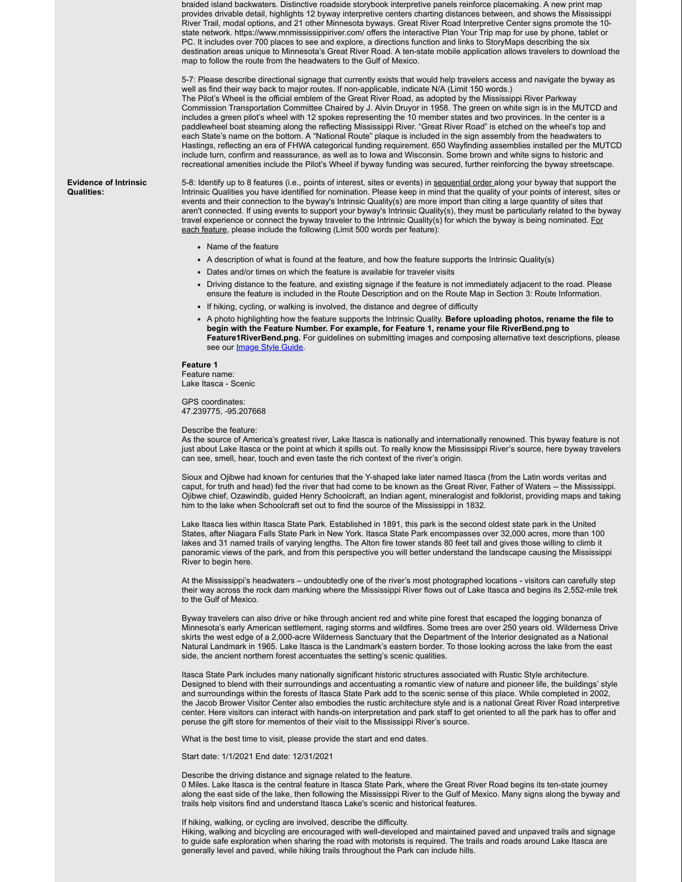braided island backwaters. Distinctive roadside storybook interpretive panels reinforce placemaking. A new print map provides drivable detail, highlights 12 byway interpretive centers charting distances between, and shows the Mississippi River Trail, modal options, and 21 other Minnesota byways. Great River Road Interpretive Center signs promote the 10-state network. https://www.mnmississippiriver.com/ offers the interactive Plan Your Trip map for use by phone, tablet or PC. It includes over 700 places to see and explore, a directions function and links to StoryMaps describing the six destination areas unique to Minnesota's Great River Road. A ten-state mobile application allows travelers to download the map to follow the route from the headwaters to the Gulf of Mexico.

5-7: Please describe directional signage that currently exists that would help travelers access and navigate the byway as well as find their way back to major routes. If non-applicable, indicate N/A (Limit 150 words.)
The Pilot's Wheel is the official emblem of the Great River Road, as adopted by the Mississippi River Parkway Commission Transportation Committee Chaired by J. Alvin Druyor in 1958. The green on white sign is in the MUTCD and includes a green pilot's wheel with 12 spokes representing the 10 member states and two provinces. In the center is a paddlewheel boat steaming along the reflecting Mississippi River. "Great River Road" is etched on the wheel's top and each State's name on the bottom. A "National Route" plaque is included in the sign assembly from the headwaters to Hastings, reflecting an era of FHWA categorical funding requirement. 650 Wayfinding assemblies installed per the MUTCD include turn, confirm and reassurance, as well as to Iowa and Wisconsin. Some brown and white signs to historic and recreational amenities include the Pilot's Wheel if byway funding was secured, further reinforcing the byway streetscape.

**Evidence of Intrinsic Qualities:**

5-8: Identify up to 8 features (i.e., points of interest, sites or events) in sequential order along your byway that support the Intrinsic Qualities you have identified for nomination. Please keep in mind that the quality of your points of interest, sites or events and their connection to the byway's Intrinsic Quality(s) are more import than citing a large quantity of sites that aren't connected. If using events to support your byway's Intrinsic Quality(s), they must be particularly related to the byway travel experience or connect the byway traveler to the Intrinsic Quality(s) for which the byway is being nominated. For each feature, please include the following (Limit 500 words per feature):

- Name of the feature
- A description of what is found at the feature, and how the feature supports the Intrinsic Quality(s)
- Dates and/or times on which the feature is available for traveler visits
- Driving distance to the feature, and existing signage if the feature is not immediately adjacent to the road. Please ensure the feature is included in the Route Description and on the Route Map in Section 3: Route Information.
- If hiking, cycling, or walking is involved, the distance and degree of difficulty
- A photo highlighting how the feature supports the Intrinsic Quality. **Before uploading photos, rename the file to begin with the Feature Number. For example, for Feature 1, rename your file RiverBend.png to Feature1RiverBend.png.** For guidelines on submitting images and composing alternative text descriptions, please see our Image Style Guide.

**Feature 1**
Feature name:
Lake Itasca - Scenic

GPS coordinates:
47.239775, -95.207668

Describe the feature:
As the source of America's greatest river, Lake Itasca is nationally and internationally renowned. This byway feature is not just about Lake Itasca or the point at which it spills out. To really know the Mississippi River's source, here byway travelers can see, smell, hear, touch and even taste the rich context of the river's origin.

Sioux and Ojibwe had known for centuries that the Y-shaped lake later named Itasca (from the Latin words veritas and caput, for truth and head) fed the river that had come to be known as the Great River, Father of Waters -- the Mississippi. Ojibwe chief, Ozawindib, guided Henry Schoolcraft, an Indian agent, mineralogist and folklorist, providing maps and taking him to the lake when Schoolcraft set out to find the source of the Mississippi in 1832.

Lake Itasca lies within Itasca State Park. Established in 1891, this park is the second oldest state park in the United States, after Niagara Falls State Park in New York. Itasca State Park encompasses over 32,000 acres, more than 100 lakes and 31 named trails of varying lengths. The Alton fire tower stands 80 feet tall and gives those willing to climb it panoramic views of the park, and from this perspective you will better understand the landscape causing the Mississippi River to begin here.

At the Mississippi's headwaters – undoubtedly one of the river's most photographed locations - visitors can carefully step their way across the rock dam marking where the Mississippi River flows out of Lake Itasca and begins its 2,552-mile trek to the Gulf of Mexico.

Byway travelers can also drive or hike through ancient red and white pine forest that escaped the logging bonanza of Minnesota's early American settlement, raging storms and wildfires. Some trees are over 250 years old. Wilderness Drive skirts the west edge of a 2,000-acre Wilderness Sanctuary that the Department of the Interior designated as a National Natural Landmark in 1965. Lake Itasca is the Landmark's eastern border. To those looking across the lake from the east side, the ancient northern forest accentuates the setting's scenic qualities.

Itasca State Park includes many nationally significant historic structures associated with Rustic Style architecture. Designed to blend with their surroundings and accentuating a romantic view of nature and pioneer life, the buildings' style and surroundings within the forests of Itasca State Park add to the scenic sense of this place. While completed in 2002, the Jacob Brower Visitor Center also embodies the rustic architecture style and is a national Great River Road interpretive center. Here visitors can interact with hands-on interpretation and park staff to get oriented to all the park has to offer and peruse the gift store for mementos of their visit to the Mississippi River's source.

What is the best time to visit, please provide the start and end dates.

Start date: 1/1/2021 End date: 12/31/2021

Describe the driving distance and signage related to the feature.
0 Miles. Lake Itasca is the central feature in Itasca State Park, where the Great River Road begins its ten-state journey along the east side of the lake, then following the Mississippi River to the Gulf of Mexico. Many signs along the byway and trails help visitors find and understand Itasca Lake's scenic and historical features.

If hiking, walking, or cycling are involved, describe the difficulty.
Hiking, walking and bicycling are encouraged with well-developed and maintained paved and unpaved trails and signage to guide safe exploration when sharing the road with motorists is required. The trails and roads around Lake Itasca are generally level and paved, while hiking trails throughout the Park can include hills.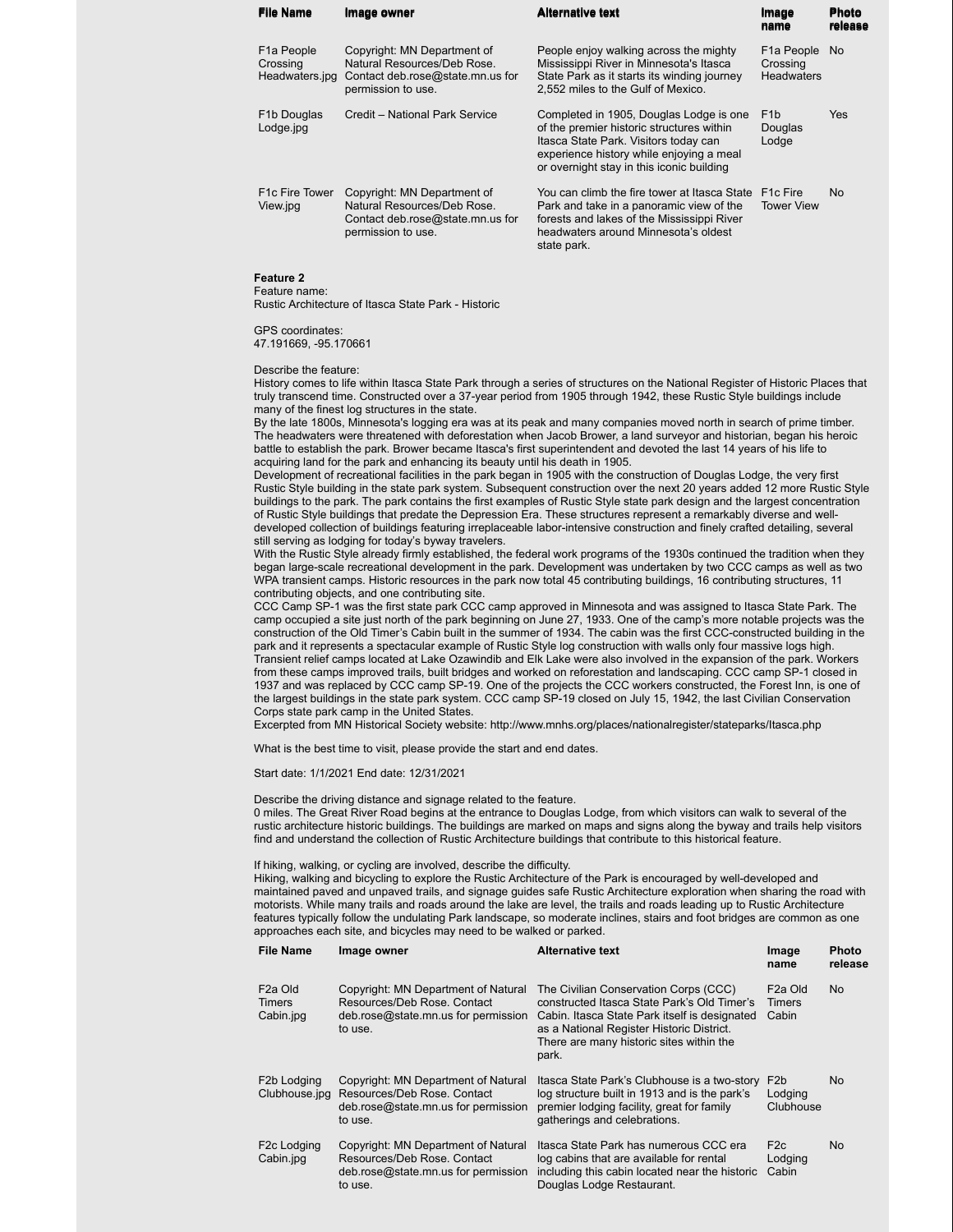| File Name | Image owner | Alternative text | Image name | Photo release |
|---|---|---|---|---|
| F1a People Crossing Headwaters.jpg | Copyright: MN Department of Natural Resources/Deb Rose. Contact deb.rose@state.mn.us for permission to use. | People enjoy walking across the mighty Mississippi River in Minnesota's Itasca State Park as it starts its winding journey 2,552 miles to the Gulf of Mexico. | F1a People Crossing Headwaters | No |
| F1b Douglas Lodge.jpg | Credit – National Park Service | Completed in 1905, Douglas Lodge is one of the premier historic structures within Itasca State Park. Visitors today can experience history while enjoying a meal or overnight stay in this iconic building | F1b Douglas Lodge | Yes |
| F1c Fire Tower View.jpg | Copyright: MN Department of Natural Resources/Deb Rose. Contact deb.rose@state.mn.us for permission to use. | You can climb the fire tower at Itasca State Park and take in a panoramic view of the forests and lakes of the Mississippi River headwaters around Minnesota's oldest state park. | F1c Fire Tower View | No |

**Feature 2**

Feature name:
Rustic Architecture of Itasca State Park - Historic

GPS coordinates:
47.191669, -95.170661

Describe the feature:
History comes to life within Itasca State Park through a series of structures on the National Register of Historic Places that truly transcend time. Constructed over a 37-year period from 1905 through 1942, these Rustic Style buildings include many of the finest log structures in the state.
By the late 1800s, Minnesota's logging era was at its peak and many companies moved north in search of prime timber. The headwaters were threatened with deforestation when Jacob Brower, a land surveyor and historian, began his heroic battle to establish the park. Brower became Itasca's first superintendent and devoted the last 14 years of his life to acquiring land for the park and enhancing its beauty until his death in 1905.
Development of recreational facilities in the park began in 1905 with the construction of Douglas Lodge, the very first Rustic Style building in the state park system. Subsequent construction over the next 20 years added 12 more Rustic Style buildings to the park. The park contains the first examples of Rustic Style state park design and the largest concentration of Rustic Style buildings that predate the Depression Era. These structures represent a remarkably diverse and well-developed collection of buildings featuring irreplaceable labor-intensive construction and finely crafted detailing, several still serving as lodging for today's byway travelers.
With the Rustic Style already firmly established, the federal work programs of the 1930s continued the tradition when they began large-scale recreational development in the park. Development was undertaken by two CCC camps as well as two WPA transient camps. Historic resources in the park now total 45 contributing buildings, 16 contributing structures, 11 contributing objects, and one contributing site.
CCC Camp SP-1 was the first state park CCC camp approved in Minnesota and was assigned to Itasca State Park. The camp occupied a site just north of the park beginning on June 27, 1933. One of the camp's more notable projects was the construction of the Old Timer's Cabin built in the summer of 1934. The cabin was the first CCC-constructed building in the park and it represents a spectacular example of Rustic Style log construction with walls only four massive logs high. Transient relief camps located at Lake Ozawindib and Elk Lake were also involved in the expansion of the park. Workers from these camps improved trails, built bridges and worked on reforestation and landscaping. CCC camp SP-1 closed in 1937 and was replaced by CCC camp SP-19. One of the projects the CCC workers constructed, the Forest Inn, is one of the largest buildings in the state park system. CCC camp SP-19 closed on July 15, 1942, the last Civilian Conservation Corps state park camp in the United States.
Excerpted from MN Historical Society website: http://www.mnhs.org/places/nationalregister/stateparks/Itasca.php

What is the best time to visit, please provide the start and end dates.

Start date: 1/1/2021 End date: 12/31/2021

Describe the driving distance and signage related to the feature.
0 miles. The Great River Road begins at the entrance to Douglas Lodge, from which visitors can walk to several of the rustic architecture historic buildings. The buildings are marked on maps and signs along the byway and trails help visitors find and understand the collection of Rustic Architecture buildings that contribute to this historical feature.

If hiking, walking, or cycling are involved, describe the difficulty.
Hiking, walking and bicycling to explore the Rustic Architecture of the Park is encouraged by well-developed and maintained paved and unpaved trails, and signage guides safe Rustic Architecture exploration when sharing the road with motorists. While many trails and roads around the lake are level, the trails and roads leading up to Rustic Architecture features typically follow the undulating Park landscape, so moderate inclines, stairs and foot bridges are common as one approaches each site, and bicycles may need to be walked or parked.

| File Name | Image owner | Alternative text | Image name | Photo release |
|---|---|---|---|---|
| F2a Old Timers Cabin.jpg | Copyright: MN Department of Natural Resources/Deb Rose. Contact deb.rose@state.mn.us for permission to use. | The Civilian Conservation Corps (CCC) constructed Itasca State Park's Old Timer's Cabin. Itasca State Park itself is designated as a National Register Historic District. There are many historic sites within the park. | F2a Old Timers Cabin | No |
| F2b Lodging Clubhouse.jpg | Copyright: MN Department of Natural Resources/Deb Rose. Contact deb.rose@state.mn.us for permission to use. | Itasca State Park's Clubhouse is a two-story log structure built in 1913 and is the park's premier lodging facility, great for family gatherings and celebrations. | F2b Lodging Clubhouse | No |
| F2c Lodging Cabin.jpg | Copyright: MN Department of Natural Resources/Deb Rose. Contact deb.rose@state.mn.us for permission to use. | Itasca State Park has numerous CCC era log cabins that are available for rental including this cabin located near the historic Douglas Lodge Restaurant. | F2c Lodging Cabin | No |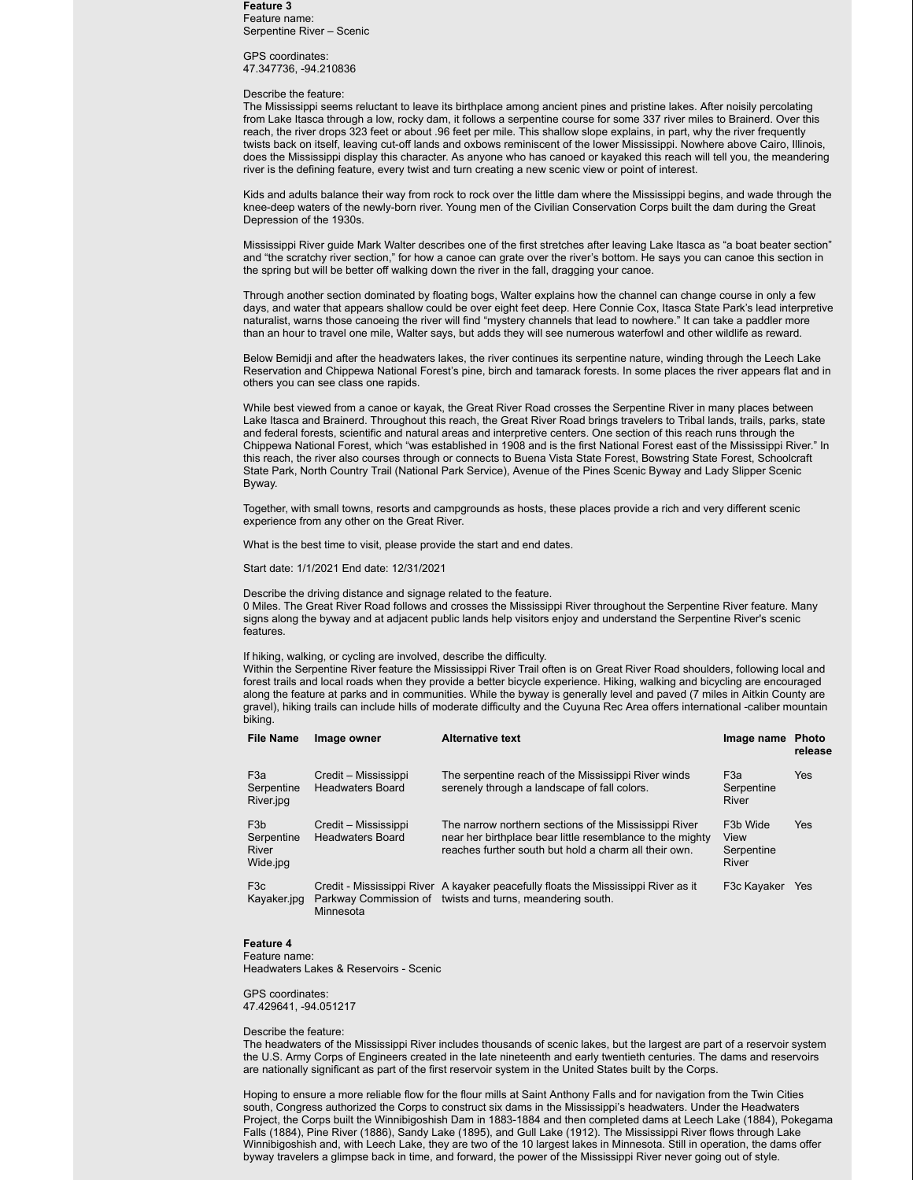**Feature 3**
Feature name:
Serpentine River – Scenic

GPS coordinates:
47.347736, -94.210836

Describe the feature:
The Mississippi seems reluctant to leave its birthplace among ancient pines and pristine lakes. After noisily percolating from Lake Itasca through a low, rocky dam, it follows a serpentine course for some 337 river miles to Brainerd. Over this reach, the river drops 323 feet or about .96 feet per mile. This shallow slope explains, in part, why the river frequently twists back on itself, leaving cut-off lands and oxbows reminiscent of the lower Mississippi. Nowhere above Cairo, Illinois, does the Mississippi display this character. As anyone who has canoed or kayaked this reach will tell you, the meandering river is the defining feature, every twist and turn creating a new scenic view or point of interest.

Kids and adults balance their way from rock to rock over the little dam where the Mississippi begins, and wade through the knee-deep waters of the newly-born river. Young men of the Civilian Conservation Corps built the dam during the Great Depression of the 1930s.

Mississippi River guide Mark Walter describes one of the first stretches after leaving Lake Itasca as "a boat beater section" and "the scratchy river section," for how a canoe can grate over the river's bottom. He says you can canoe this section in the spring but will be better off walking down the river in the fall, dragging your canoe.

Through another section dominated by floating bogs, Walter explains how the channel can change course in only a few days, and water that appears shallow could be over eight feet deep. Here Connie Cox, Itasca State Park's lead interpretive naturalist, warns those canoeing the river will find "mystery channels that lead to nowhere." It can take a paddler more than an hour to travel one mile, Walter says, but adds they will see numerous waterfowl and other wildlife as reward.

Below Bemidji and after the headwaters lakes, the river continues its serpentine nature, winding through the Leech Lake Reservation and Chippewa National Forest's pine, birch and tamarack forests. In some places the river appears flat and in others you can see class one rapids.

While best viewed from a canoe or kayak, the Great River Road crosses the Serpentine River in many places between Lake Itasca and Brainerd. Throughout this reach, the Great River Road brings travelers to Tribal lands, trails, parks, state and federal forests, scientific and natural areas and interpretive centers. One section of this reach runs through the Chippewa National Forest, which "was established in 1908 and is the first National Forest east of the Mississippi River." In this reach, the river also courses through or connects to Buena Vista State Forest, Bowstring State Forest, Schoolcraft State Park, North Country Trail (National Park Service), Avenue of the Pines Scenic Byway and Lady Slipper Scenic Byway.

Together, with small towns, resorts and campgrounds as hosts, these places provide a rich and very different scenic experience from any other on the Great River.

What is the best time to visit, please provide the start and end dates.

Start date: 1/1/2021 End date: 12/31/2021

Describe the driving distance and signage related to the feature.
0 Miles. The Great River Road follows and crosses the Mississippi River throughout the Serpentine River feature. Many signs along the byway and at adjacent public lands help visitors enjoy and understand the Serpentine River's scenic features.

If hiking, walking, or cycling are involved, describe the difficulty.
Within the Serpentine River feature the Mississippi River Trail often is on Great River Road shoulders, following local and forest trails and local roads when they provide a better bicycle experience. Hiking, walking and bicycling are encouraged along the feature at parks and in communities. While the byway is generally level and paved (7 miles in Aitkin County are gravel), hiking trails can include hills of moderate difficulty and the Cuyuna Rec Area offers international -caliber mountain biking.

| File Name | Image owner | Alternative text | Image name | Photo release |
|---|---|---|---|---|
| F3a Serpentine River.jpg | Credit – Mississippi Headwaters Board | The serpentine reach of the Mississippi River winds serenely through a landscape of fall colors. | F3a Serpentine River | Yes |
| F3b Serpentine River Wide.jpg | Credit – Mississippi Headwaters Board | The narrow northern sections of the Mississippi River near her birthplace bear little resemblance to the mighty reaches further south but hold a charm all their own. | F3b Wide View Serpentine River | Yes |
| F3c Kayaker.jpg | Credit - Mississippi River Parkway Commission of Minnesota | A kayaker peacefully floats the Mississippi River as it twists and turns, meandering south. | F3c Kayaker | Yes |

**Feature 4**
Feature name:
Headwaters Lakes & Reservoirs - Scenic

GPS coordinates:
47.429641, -94.051217

Describe the feature:
The headwaters of the Mississippi River includes thousands of scenic lakes, but the largest are part of a reservoir system the U.S. Army Corps of Engineers created in the late nineteenth and early twentieth centuries. The dams and reservoirs are nationally significant as part of the first reservoir system in the United States built by the Corps.

Hoping to ensure a more reliable flow for the flour mills at Saint Anthony Falls and for navigation from the Twin Cities south, Congress authorized the Corps to construct six dams in the Mississippi's headwaters. Under the Headwaters Project, the Corps built the Winnibigoshish Dam in 1883-1884 and then completed dams at Leech Lake (1884), Pokegama Falls (1884), Pine River (1886), Sandy Lake (1895), and Gull Lake (1912). The Mississippi River flows through Lake Winnibigoshish and, with Leech Lake, they are two of the 10 largest lakes in Minnesota. Still in operation, the dams offer byway travelers a glimpse back in time, and forward, the power of the Mississippi River never going out of style.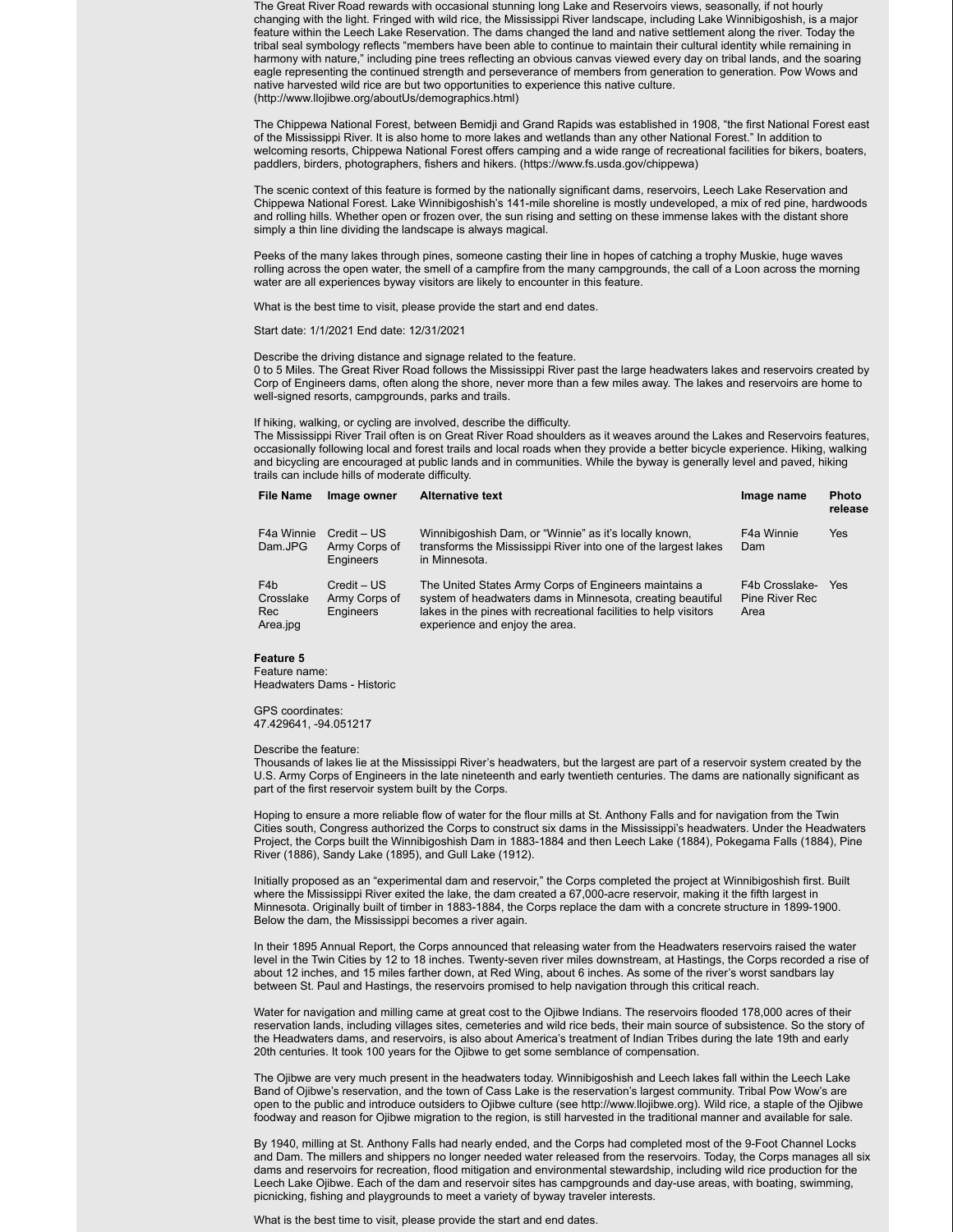The Great River Road rewards with occasional stunning long Lake and Reservoirs views, seasonally, if not hourly changing with the light. Fringed with wild rice, the Mississippi River landscape, including Lake Winnibigoshish, is a major feature within the Leech Lake Reservation. The dams changed the land and native settlement along the river. Today the tribal seal symbology reflects "members have been able to continue to maintain their cultural identity while remaining in harmony with nature," including pine trees reflecting an obvious canvas viewed every day on tribal lands, and the soaring eagle representing the continued strength and perseverance of members from generation to generation. Pow Wows and native harvested wild rice are but two opportunities to experience this native culture. (http://www.llojibwe.org/aboutUs/demographics.html)

The Chippewa National Forest, between Bemidji and Grand Rapids was established in 1908, "the first National Forest east of the Mississippi River. It is also home to more lakes and wetlands than any other National Forest." In addition to welcoming resorts, Chippewa National Forest offers camping and a wide range of recreational facilities for bikers, boaters, paddlers, birders, photographers, fishers and hikers. (https://www.fs.usda.gov/chippewa)

The scenic context of this feature is formed by the nationally significant dams, reservoirs, Leech Lake Reservation and Chippewa National Forest. Lake Winnibigoshish's 141-mile shoreline is mostly undeveloped, a mix of red pine, hardwoods and rolling hills. Whether open or frozen over, the sun rising and setting on these immense lakes with the distant shore simply a thin line dividing the landscape is always magical.

Peeks of the many lakes through pines, someone casting their line in hopes of catching a trophy Muskie, huge waves rolling across the open water, the smell of a campfire from the many campgrounds, the call of a Loon across the morning water are all experiences byway visitors are likely to encounter in this feature.

What is the best time to visit, please provide the start and end dates.

Start date: 1/1/2021 End date: 12/31/2021

Describe the driving distance and signage related to the feature.
0 to 5 Miles. The Great River Road follows the Mississippi River past the large headwaters lakes and reservoirs created by Corp of Engineers dams, often along the shore, never more than a few miles away. The lakes and reservoirs are home to well-signed resorts, campgrounds, parks and trails.

If hiking, walking, or cycling are involved, describe the difficulty.
The Mississippi River Trail often is on Great River Road shoulders as it weaves around the Lakes and Reservoirs features, occasionally following local and forest trails and local roads when they provide a better bicycle experience. Hiking, walking and bicycling are encouraged at public lands and in communities. While the byway is generally level and paved, hiking trails can include hills of moderate difficulty.

| File Name | Image owner | Alternative text | Image name | Photo release |
|---|---|---|---|---|
| F4a Winnie Dam.JPG | Credit – US Army Corps of Engineers | Winnibigoshish Dam, or "Winnie" as it's locally known, transforms the Mississippi River into one of the largest lakes in Minnesota. | F4a Winnie Dam | Yes |
| F4b Crosslake Rec Area.jpg | Credit – US Army Corps of Engineers | The United States Army Corps of Engineers maintains a system of headwaters dams in Minnesota, creating beautiful lakes in the pines with recreational facilities to help visitors experience and enjoy the area. | F4b Crosslake-Pine River Rec Area | Yes |

**Feature 5**
Feature name:
Headwaters Dams - Historic

GPS coordinates:
47.429641, -94.051217

Describe the feature:
Thousands of lakes lie at the Mississippi River's headwaters, but the largest are part of a reservoir system created by the U.S. Army Corps of Engineers in the late nineteenth and early twentieth centuries. The dams are nationally significant as part of the first reservoir system built by the Corps.

Hoping to ensure a more reliable flow of water for the flour mills at St. Anthony Falls and for navigation from the Twin Cities south, Congress authorized the Corps to construct six dams in the Mississippi's headwaters. Under the Headwaters Project, the Corps built the Winnibigoshish Dam in 1883-1884 and then Leech Lake (1884), Pokegama Falls (1884), Pine River (1886), Sandy Lake (1895), and Gull Lake (1912).

Initially proposed as an "experimental dam and reservoir," the Corps completed the project at Winnibigoshish first. Built where the Mississippi River exited the lake, the dam created a 67,000-acre reservoir, making it the fifth largest in Minnesota. Originally built of timber in 1883-1884, the Corps replace the dam with a concrete structure in 1899-1900. Below the dam, the Mississippi becomes a river again.

In their 1895 Annual Report, the Corps announced that releasing water from the Headwaters reservoirs raised the water level in the Twin Cities by 12 to 18 inches. Twenty-seven river miles downstream, at Hastings, the Corps recorded a rise of about 12 inches, and 15 miles farther down, at Red Wing, about 6 inches. As some of the river's worst sandbars lay between St. Paul and Hastings, the reservoirs promised to help navigation through this critical reach.

Water for navigation and milling came at great cost to the Ojibwe Indians. The reservoirs flooded 178,000 acres of their reservation lands, including villages sites, cemeteries and wild rice beds, their main source of subsistence. So the story of the Headwaters dams, and reservoirs, is also about America's treatment of Indian Tribes during the late 19th and early 20th centuries. It took 100 years for the Ojibwe to get some semblance of compensation.

The Ojibwe are very much present in the headwaters today. Winnibigoshish and Leech lakes fall within the Leech Lake Band of Ojibwe's reservation, and the town of Cass Lake is the reservation's largest community. Tribal Pow Wow's are open to the public and introduce outsiders to Ojibwe culture (see http://www.llojibwe.org). Wild rice, a staple of the Ojibwe foodway and reason for Ojibwe migration to the region, is still harvested in the traditional manner and available for sale.

By 1940, milling at St. Anthony Falls had nearly ended, and the Corps had completed most of the 9-Foot Channel Locks and Dam. The millers and shippers no longer needed water released from the reservoirs. Today, the Corps manages all six dams and reservoirs for recreation, flood mitigation and environmental stewardship, including wild rice production for the Leech Lake Ojibwe. Each of the dam and reservoir sites has campgrounds and day-use areas, with boating, swimming, picnicking, fishing and playgrounds to meet a variety of byway traveler interests.

What is the best time to visit, please provide the start and end dates.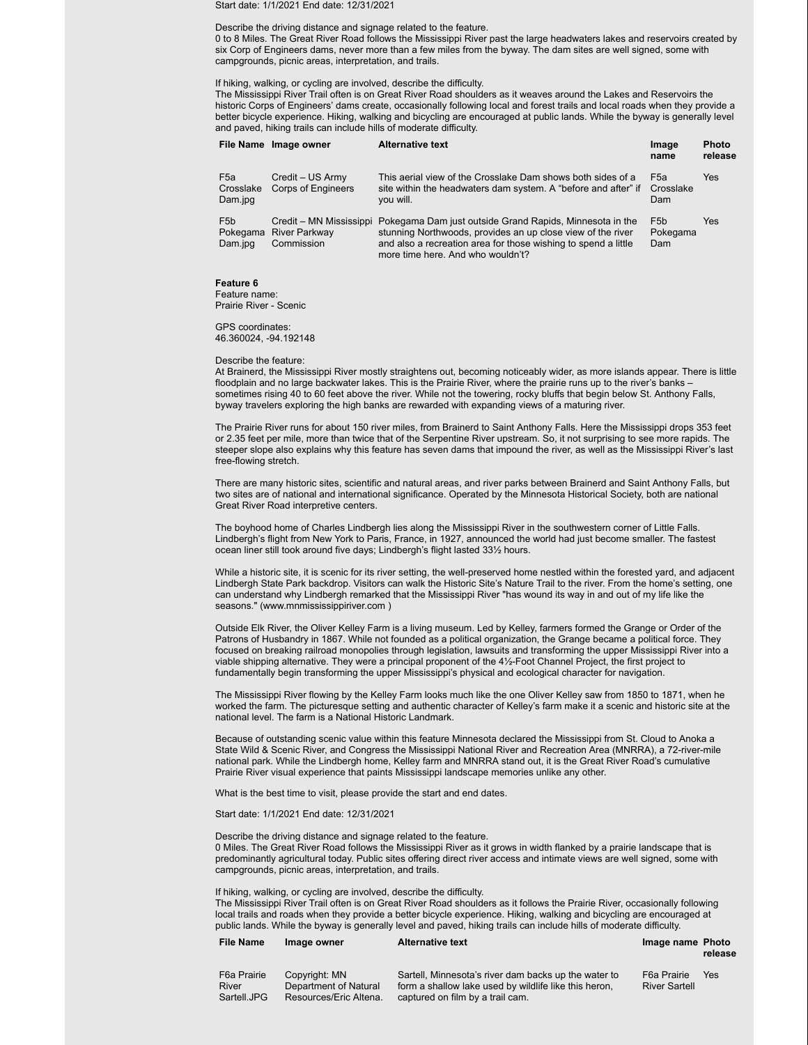Start date: 1/1/2021 End date: 12/31/2021

Describe the driving distance and signage related to the feature.
0 to 8 Miles. The Great River Road follows the Mississippi River past the large headwaters lakes and reservoirs created by six Corp of Engineers dams, never more than a few miles from the byway. The dam sites are well signed, some with campgrounds, picnic areas, interpretation, and trails.

If hiking, walking, or cycling are involved, describe the difficulty.
The Mississippi River Trail often is on Great River Road shoulders as it weaves around the Lakes and Reservoirs the historic Corps of Engineers' dams create, occasionally following local and forest trails and local roads when they provide a better bicycle experience. Hiking, walking and bicycling are encouraged at public lands. While the byway is generally level and paved, hiking trails can include hills of moderate difficulty.

| File Name | Image owner | Alternative text | Image name | Photo release |
|---|---|---|---|---|
| F5a Crosslake Dam.jpg | Credit – US Army Corps of Engineers | This aerial view of the Crosslake Dam shows both sides of a site within the headwaters dam system. A "before and after" if you will. | F5a Crosslake Dam | Yes |
| F5b Pokegama Dam.jpg | Credit – MN Mississippi River Parkway Commission | Pokegama Dam just outside Grand Rapids, Minnesota in the stunning Northwoods, provides an up close view of the river and also a recreation area for those wishing to spend a little more time here. And who wouldn't? | F5b Pokegama Dam | Yes |

**Feature 6**
Feature name:
Prairie River - Scenic

GPS coordinates:
46.360024, -94.192148

Describe the feature:
At Brainerd, the Mississippi River mostly straightens out, becoming noticeably wider, as more islands appear. There is little floodplain and no large backwater lakes. This is the Prairie River, where the prairie runs up to the river's banks – sometimes rising 40 to 60 feet above the river. While not the towering, rocky bluffs that begin below St. Anthony Falls, byway travelers exploring the high banks are rewarded with expanding views of a maturing river.

The Prairie River runs for about 150 river miles, from Brainerd to Saint Anthony Falls. Here the Mississippi drops 353 feet or 2.35 feet per mile, more than twice that of the Serpentine River upstream. So, it not surprising to see more rapids. The steeper slope also explains why this feature has seven dams that impound the river, as well as the Mississippi River's last free-flowing stretch.

There are many historic sites, scientific and natural areas, and river parks between Brainerd and Saint Anthony Falls, but two sites are of national and international significance. Operated by the Minnesota Historical Society, both are national Great River Road interpretive centers.

The boyhood home of Charles Lindbergh lies along the Mississippi River in the southwestern corner of Little Falls. Lindbergh's flight from New York to Paris, France, in 1927, announced the world had just become smaller. The fastest ocean liner still took around five days; Lindbergh's flight lasted 33½ hours.

While a historic site, it is scenic for its river setting, the well-preserved home nestled within the forested yard, and adjacent Lindbergh State Park backdrop. Visitors can walk the Historic Site's Nature Trail to the river. From the home's setting, one can understand why Lindbergh remarked that the Mississippi River "has wound its way in and out of my life like the seasons." (www.mnmississippiriver.com )

Outside Elk River, the Oliver Kelley Farm is a living museum. Led by Kelley, farmers formed the Grange or Order of the Patrons of Husbandry in 1867. While not founded as a political organization, the Grange became a political force. They focused on breaking railroad monopolies through legislation, lawsuits and transforming the upper Mississippi River into a viable shipping alternative. They were a principal proponent of the 4½-Foot Channel Project, the first project to fundamentally begin transforming the upper Mississippi's physical and ecological character for navigation.

The Mississippi River flowing by the Kelley Farm looks much like the one Oliver Kelley saw from 1850 to 1871, when he worked the farm. The picturesque setting and authentic character of Kelley's farm make it a scenic and historic site at the national level. The farm is a National Historic Landmark.

Because of outstanding scenic value within this feature Minnesota declared the Mississippi from St. Cloud to Anoka a State Wild & Scenic River, and Congress the Mississippi National River and Recreation Area (MNRRA), a 72-river-mile national park. While the Lindbergh home, Kelley farm and MNRRA stand out, it is the Great River Road's cumulative Prairie River visual experience that paints Mississippi landscape memories unlike any other.

What is the best time to visit, please provide the start and end dates.

Start date: 1/1/2021 End date: 12/31/2021

Describe the driving distance and signage related to the feature.
0 Miles. The Great River Road follows the Mississippi River as it grows in width flanked by a prairie landscape that is predominantly agricultural today. Public sites offering direct river access and intimate views are well signed, some with campgrounds, picnic areas, interpretation, and trails.

If hiking, walking, or cycling are involved, describe the difficulty.
The Mississippi River Trail often is on Great River Road shoulders as it follows the Prairie River, occasionally following local trails and roads when they provide a better bicycle experience. Hiking, walking and bicycling are encouraged at public lands. While the byway is generally level and paved, hiking trails can include hills of moderate difficulty.

| File Name | Image owner | Alternative text | Image name | Photo release |
|---|---|---|---|---|
| F6a Prairie River Sartell.JPG | Copyright: MN Department of Natural Resources/Eric Altena. | Sartell, Minnesota's river dam backs up the water to form a shallow lake used by wildlife like this heron, captured on film by a trail cam. | F6a Prairie River Sartell | Yes |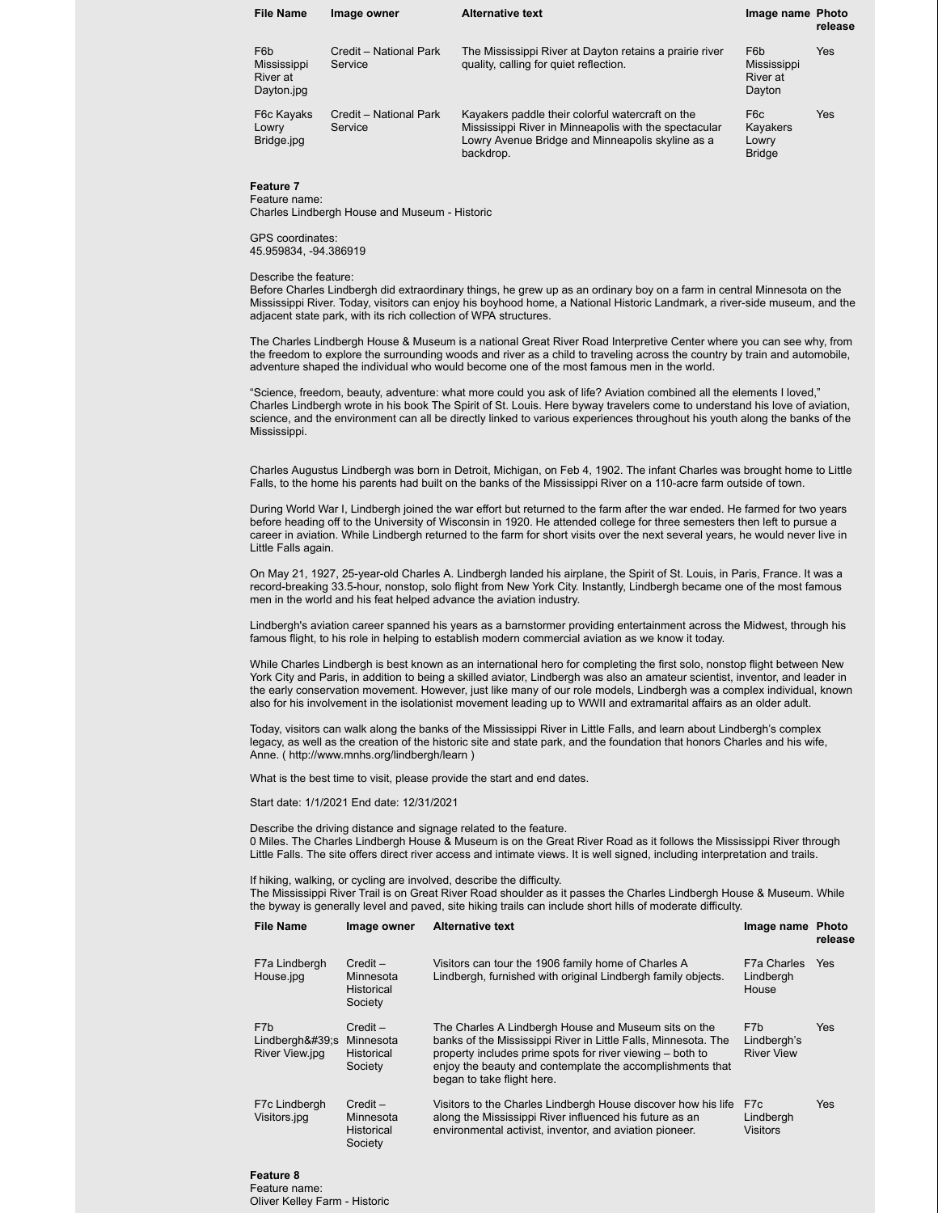| File Name | Image owner | Alternative text | Image name | Photo release |
|---|---|---|---|---|
| F6b Mississippi River at Dayton.jpg | Credit – National Park Service | The Mississippi River at Dayton retains a prairie river quality, calling for quiet reflection. | F6b Mississippi River at Dayton | Yes |
| F6c Kayaks Lowry Bridge.jpg | Credit – National Park Service | Kayakers paddle their colorful watercraft on the Mississippi River in Minneapolis with the spectacular Lowry Avenue Bridge and Minneapolis skyline as a backdrop. | F6c Kayakers Lowry Bridge | Yes |

**Feature 7**
Feature name:
Charles Lindbergh House and Museum - Historic

GPS coordinates:
45.959834, -94.386919

Describe the feature:
Before Charles Lindbergh did extraordinary things, he grew up as an ordinary boy on a farm in central Minnesota on the Mississippi River. Today, visitors can enjoy his boyhood home, a National Historic Landmark, a river-side museum, and the adjacent state park, with its rich collection of WPA structures.

The Charles Lindbergh House & Museum is a national Great River Road Interpretive Center where you can see why, from the freedom to explore the surrounding woods and river as a child to traveling across the country by train and automobile, adventure shaped the individual who would become one of the most famous men in the world.

"Science, freedom, beauty, adventure: what more could you ask of life? Aviation combined all the elements I loved," Charles Lindbergh wrote in his book The Spirit of St. Louis. Here byway travelers come to understand his love of aviation, science, and the environment can all be directly linked to various experiences throughout his youth along the banks of the Mississippi.

Charles Augustus Lindbergh was born in Detroit, Michigan, on Feb 4, 1902. The infant Charles was brought home to Little Falls, to the home his parents had built on the banks of the Mississippi River on a 110-acre farm outside of town.

During World War I, Lindbergh joined the war effort but returned to the farm after the war ended. He farmed for two years before heading off to the University of Wisconsin in 1920. He attended college for three semesters then left to pursue a career in aviation. While Lindbergh returned to the farm for short visits over the next several years, he would never live in Little Falls again.

On May 21, 1927, 25-year-old Charles A. Lindbergh landed his airplane, the Spirit of St. Louis, in Paris, France. It was a record-breaking 33.5-hour, nonstop, solo flight from New York City. Instantly, Lindbergh became one of the most famous men in the world and his feat helped advance the aviation industry.

Lindbergh's aviation career spanned his years as a barnstormer providing entertainment across the Midwest, through his famous flight, to his role in helping to establish modern commercial aviation as we know it today.

While Charles Lindbergh is best known as an international hero for completing the first solo, nonstop flight between New York City and Paris, in addition to being a skilled aviator, Lindbergh was also an amateur scientist, inventor, and leader in the early conservation movement. However, just like many of our role models, Lindbergh was a complex individual, known also for his involvement in the isolationist movement leading up to WWII and extramarital affairs as an older adult.

Today, visitors can walk along the banks of the Mississippi River in Little Falls, and learn about Lindbergh's complex legacy, as well as the creation of the historic site and state park, and the foundation that honors Charles and his wife, Anne. ( http://www.mnhs.org/lindbergh/learn )

What is the best time to visit, please provide the start and end dates.

Start date: 1/1/2021 End date: 12/31/2021

Describe the driving distance and signage related to the feature.
0 Miles. The Charles Lindbergh House & Museum is on the Great River Road as it follows the Mississippi River through Little Falls. The site offers direct river access and intimate views. It is well signed, including interpretation and trails.

If hiking, walking, or cycling are involved, describe the difficulty.
The Mississippi River Trail is on Great River Road shoulder as it passes the Charles Lindbergh House & Museum. While the byway is generally level and paved, site hiking trails can include short hills of moderate difficulty.

| File Name | Image owner | Alternative text | Image name | Photo release |
|---|---|---|---|---|
| F7a Lindbergh House.jpg | Credit – Minnesota Historical Society | Visitors can tour the 1906 family home of Charles A Lindbergh, furnished with original Lindbergh family objects. | F7a Charles Lindbergh House | Yes |
| F7b Lindbergh&#39;s River View.jpg | Credit – Minnesota Historical Society | The Charles A Lindbergh House and Museum sits on the banks of the Mississippi River in Little Falls, Minnesota. The property includes prime spots for river viewing – both to enjoy the beauty and contemplate the accomplishments that began to take flight here. | F7b Lindbergh's River View | Yes |
| F7c Lindbergh Visitors.jpg | Credit – Minnesota Historical Society | Visitors to the Charles Lindbergh House discover how his life along the Mississippi River influenced his future as an environmental activist, inventor, and aviation pioneer. | F7c Lindbergh Visitors | Yes |

**Feature 8**
Feature name:
Oliver Kelley Farm - Historic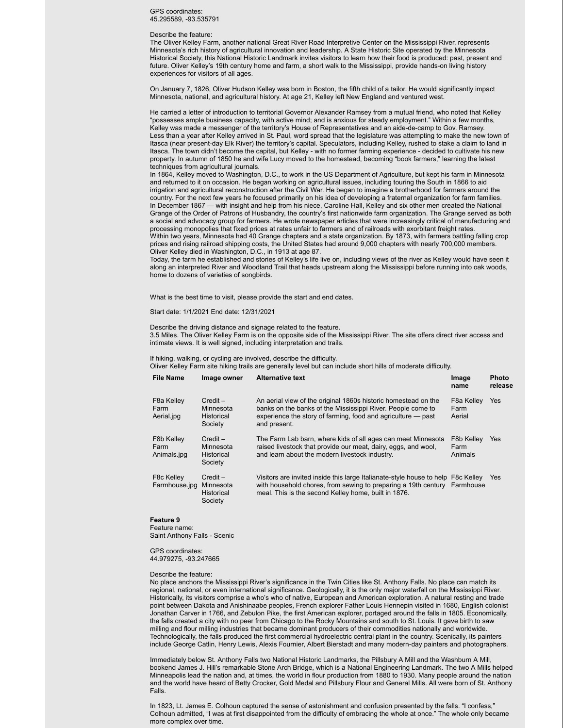GPS coordinates:
45.295589, -93.535791

Describe the feature:
The Oliver Kelley Farm, another national Great River Road Interpretive Center on the Mississippi River, represents Minnesota's rich history of agricultural innovation and leadership. A State Historic Site operated by the Minnesota Historical Society, this National Historic Landmark invites visitors to learn how their food is produced: past, present and future. Oliver Kelley's 19th century home and farm, a short walk to the Mississippi, provide hands-on living history experiences for visitors of all ages.

On January 7, 1826, Oliver Hudson Kelley was born in Boston, the fifth child of a tailor. He would significantly impact Minnesota, national, and agricultural history. At age 21, Kelley left New England and ventured west.

He carried a letter of introduction to territorial Governor Alexander Ramsey from a mutual friend, who noted that Kelley "possesses ample business capacity, with active mind; and is anxious for steady employment." Within a few months, Kelley was made a messenger of the territory's House of Representatives and an aide-de-camp to Gov. Ramsey.
Less than a year after Kelley arrived in St. Paul, word spread that the legislature was attempting to make the new town of Itasca (near present-day Elk River) the territory's capital. Speculators, including Kelley, rushed to stake a claim to land in Itasca. The town didn't become the capital, but Kelley - with no former farming experience - decided to cultivate his new property. In autumn of 1850 he and wife Lucy moved to the homestead, becoming "book farmers," learning the latest techniques from agricultural journals.
In 1864, Kelley moved to Washington, D.C., to work in the US Department of Agriculture, but kept his farm in Minnesota and returned to it on occasion. He began working on agricultural issues, including touring the South in 1866 to aid irrigation and agricultural reconstruction after the Civil War. He began to imagine a brotherhood for farmers around the country. For the next few years he focused primarily on his idea of developing a fraternal organization for farm families.
In December 1867 — with insight and help from his niece, Caroline Hall, Kelley and six other men created the National Grange of the Order of Patrons of Husbandry, the country's first nationwide farm organization. The Grange served as both a social and advocacy group for farmers. He wrote newspaper articles that were increasingly critical of manufacturing and processing monopolies that fixed prices at rates unfair to farmers and of railroads with exorbitant freight rates.
Within two years, Minnesota had 40 Grange chapters and a state organization. By 1873, with farmers battling falling crop prices and rising railroad shipping costs, the United States had around 9,000 chapters with nearly 700,000 members.
Oliver Kelley died in Washington, D.C., in 1913 at age 87.
Today, the farm he established and stories of Kelley's life live on, including views of the river as Kelley would have seen it along an interpreted River and Woodland Trail that heads upstream along the Mississippi before running into oak woods, home to dozens of varieties of songbirds.

What is the best time to visit, please provide the start and end dates.

Start date: 1/1/2021 End date: 12/31/2021

Describe the driving distance and signage related to the feature.
3.5 Miles. The Oliver Kelley Farm is on the opposite side of the Mississippi River. The site offers direct river access and intimate views. It is well signed, including interpretation and trails.

If hiking, walking, or cycling are involved, describe the difficulty.
Oliver Kelley Farm site hiking trails are generally level but can include short hills of moderate difficulty.

| File Name | Image owner | Alternative text | Image name | Photo release |
|---|---|---|---|---|
| F8a Kelley Farm Aerial.jpg | Credit – Minnesota Historical Society | An aerial view of the original 1860s historic homestead on the banks on the banks of the Mississippi River. People come to experience the story of farming, food and agriculture — past and present. | F8a Kelley Farm Aerial | Yes |
| F8b Kelley Farm Animals.jpg | Credit – Minnesota Historical Society | The Farm Lab barn, where kids of all ages can meet Minnesota raised livestock that provide our meat, dairy, eggs, and wool, and learn about the modern livestock industry. | F8b Kelley Farm Animals | Yes |
| F8c Kelley Farmhouse.jpg | Credit – Minnesota Historical Society | Visitors are invited inside this large Italianate-style house to help with household chores, from sewing to preparing a 19th century meal. This is the second Kelley home, built in 1876. | F8c Kelley Farmhouse | Yes |

**Feature 9**
Feature name:
Saint Anthony Falls - Scenic

GPS coordinates:
44.979275, -93.247665

Describe the feature:
No place anchors the Mississippi River's significance in the Twin Cities like St. Anthony Falls. No place can match its regional, national, or even international significance. Geologically, it is the only major waterfall on the Mississippi River. Historically, its visitors comprise a who's who of native, European and American exploration. A natural resting and trade point between Dakota and Anishinaabe peoples, French explorer Father Louis Hennepin visited in 1680, English colonist Jonathan Carver in 1766, and Zebulon Pike, the first American explorer, portaged around the falls in 1805. Economically, the falls created a city with no peer from Chicago to the Rocky Mountains and south to St. Louis. It gave birth to saw milling and flour milling industries that became dominant producers of their commodities nationally and worldwide. Technologically, the falls produced the first commercial hydroelectric central plant in the country. Scenically, its painters include George Catlin, Henry Lewis, Alexis Fournier, Albert Bierstadt and many modern-day painters and photographers.

Immediately below St. Anthony Falls two National Historic Landmarks, the Pillsbury A Mill and the Washburn A Mill, bookend James J. Hill's remarkable Stone Arch Bridge, which is a National Engineering Landmark. The two A Mills helped Minneapolis lead the nation and, at times, the world in flour production from 1880 to 1930. Many people around the nation and the world have heard of Betty Crocker, Gold Medal and Pillsbury Flour and General Mills. All were born of St. Anthony Falls.

In 1823, Lt. James E. Colhoun captured the sense of astonishment and confusion presented by the falls. "I confess," Colhoun admitted, "I was at first disappointed from the difficulty of embracing the whole at once." The whole only became more complex over time.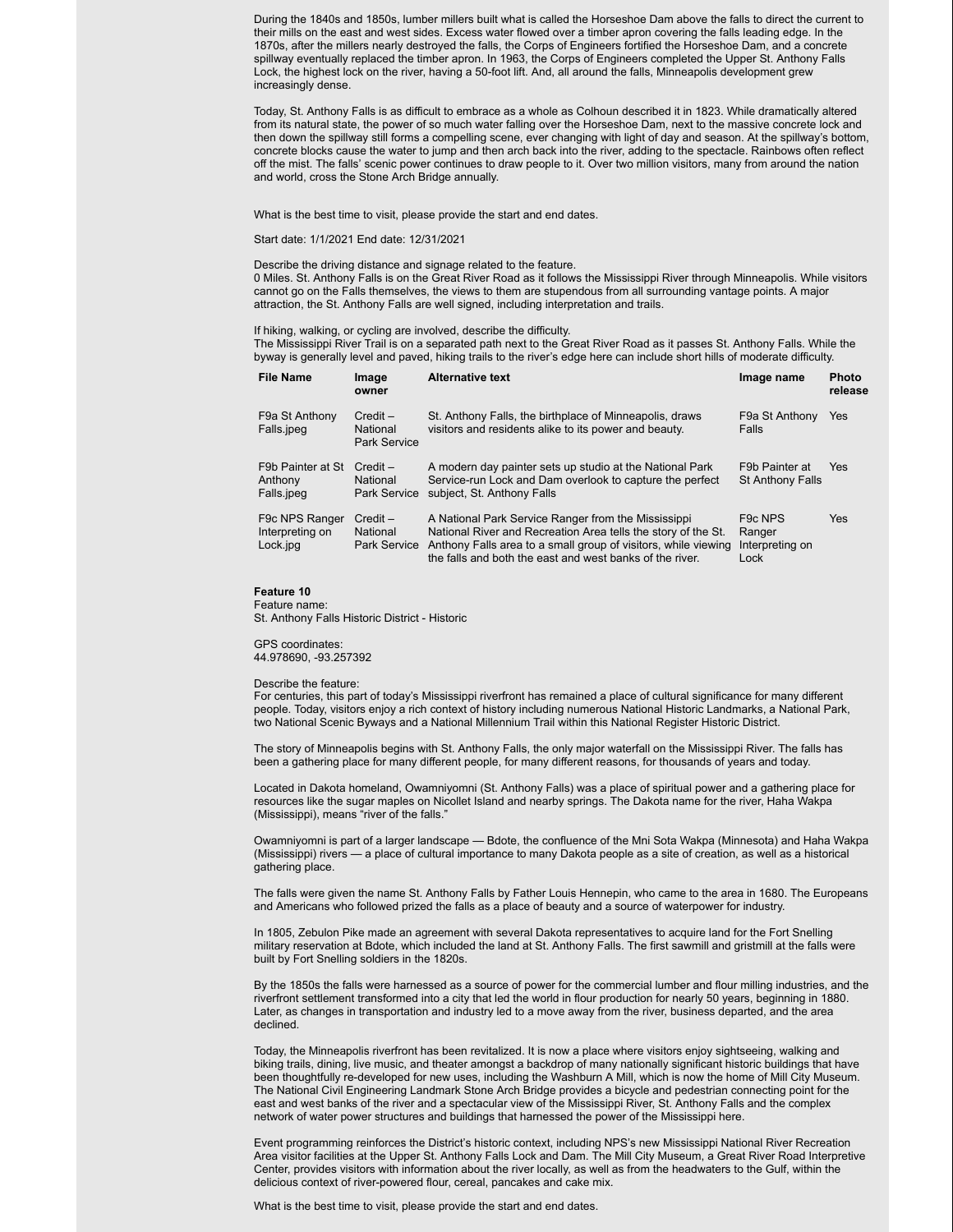During the 1840s and 1850s, lumber millers built what is called the Horseshoe Dam above the falls to direct the current to their mills on the east and west sides. Excess water flowed over a timber apron covering the falls leading edge. In the 1870s, after the millers nearly destroyed the falls, the Corps of Engineers fortified the Horseshoe Dam, and a concrete spillway eventually replaced the timber apron. In 1963, the Corps of Engineers completed the Upper St. Anthony Falls Lock, the highest lock on the river, having a 50-foot lift. And, all around the falls, Minneapolis development grew increasingly dense.

Today, St. Anthony Falls is as difficult to embrace as a whole as Colhoun described it in 1823. While dramatically altered from its natural state, the power of so much water falling over the Horseshoe Dam, next to the massive concrete lock and then down the spillway still forms a compelling scene, ever changing with light of day and season. At the spillway's bottom, concrete blocks cause the water to jump and then arch back into the river, adding to the spectacle. Rainbows often reflect off the mist. The falls' scenic power continues to draw people to it. Over two million visitors, many from around the nation and world, cross the Stone Arch Bridge annually.

What is the best time to visit, please provide the start and end dates.

Start date: 1/1/2021 End date: 12/31/2021

Describe the driving distance and signage related to the feature.
0 Miles. St. Anthony Falls is on the Great River Road as it follows the Mississippi River through Minneapolis. While visitors cannot go on the Falls themselves, the views to them are stupendous from all surrounding vantage points. A major attraction, the St. Anthony Falls are well signed, including interpretation and trails.

If hiking, walking, or cycling are involved, describe the difficulty.
The Mississippi River Trail is on a separated path next to the Great River Road as it passes St. Anthony Falls. While the byway is generally level and paved, hiking trails to the river's edge here can include short hills of moderate difficulty.

| File Name | Image owner | Alternative text | Image name | Photo release |
|---|---|---|---|---|
| F9a St Anthony Falls.jpeg | Credit – National Park Service | St. Anthony Falls, the birthplace of Minneapolis, draws visitors and residents alike to its power and beauty. | F9a St Anthony Falls | Yes |
| F9b Painter at St Anthony Falls.jpeg | Credit – National Park Service | A modern day painter sets up studio at the National Park Service-run Lock and Dam overlook to capture the perfect subject, St. Anthony Falls | F9b Painter at St Anthony Falls | Yes |
| F9c NPS Ranger Interpreting on Lock.jpg | Credit – National Park Service | A National Park Service Ranger from the Mississippi National River and Recreation Area tells the story of the St. Anthony Falls area to a small group of visitors, while viewing the falls and both the east and west banks of the river. | F9c NPS Ranger Interpreting on Lock | Yes |

**Feature 10**
Feature name:
St. Anthony Falls Historic District - Historic

GPS coordinates:
44.978690, -93.257392

Describe the feature:
For centuries, this part of today's Mississippi riverfront has remained a place of cultural significance for many different people. Today, visitors enjoy a rich context of history including numerous National Historic Landmarks, a National Park, two National Scenic Byways and a National Millennium Trail within this National Register Historic District.

The story of Minneapolis begins with St. Anthony Falls, the only major waterfall on the Mississippi River. The falls has been a gathering place for many different people, for many different reasons, for thousands of years and today.

Located in Dakota homeland, Owamniyomni (St. Anthony Falls) was a place of spiritual power and a gathering place for resources like the sugar maples on Nicollet Island and nearby springs. The Dakota name for the river, Haha Wakpa (Mississippi), means "river of the falls."

Owamniyomni is part of a larger landscape — Bdote, the confluence of the Mni Sota Wakpa (Minnesota) and Haha Wakpa (Mississippi) rivers — a place of cultural importance to many Dakota people as a site of creation, as well as a historical gathering place.

The falls were given the name St. Anthony Falls by Father Louis Hennepin, who came to the area in 1680. The Europeans and Americans who followed prized the falls as a place of beauty and a source of waterpower for industry.

In 1805, Zebulon Pike made an agreement with several Dakota representatives to acquire land for the Fort Snelling military reservation at Bdote, which included the land at St. Anthony Falls. The first sawmill and gristmill at the falls were built by Fort Snelling soldiers in the 1820s.

By the 1850s the falls were harnessed as a source of power for the commercial lumber and flour milling industries, and the riverfront settlement transformed into a city that led the world in flour production for nearly 50 years, beginning in 1880. Later, as changes in transportation and industry led to a move away from the river, business departed, and the area declined.

Today, the Minneapolis riverfront has been revitalized. It is now a place where visitors enjoy sightseeing, walking and biking trails, dining, live music, and theater amongst a backdrop of many nationally significant historic buildings that have been thoughtfully re-developed for new uses, including the Washburn A Mill, which is now the home of Mill City Museum. The National Civil Engineering Landmark Stone Arch Bridge provides a bicycle and pedestrian connecting point for the east and west banks of the river and a spectacular view of the Mississippi River, St. Anthony Falls and the complex network of water power structures and buildings that harnessed the power of the Mississippi here.

Event programming reinforces the District's historic context, including NPS's new Mississippi National River Recreation Area visitor facilities at the Upper St. Anthony Falls Lock and Dam. The Mill City Museum, a Great River Road Interpretive Center, provides visitors with information about the river locally, as well as from the headwaters to the Gulf, within the delicious context of river-powered flour, cereal, pancakes and cake mix.

What is the best time to visit, please provide the start and end dates.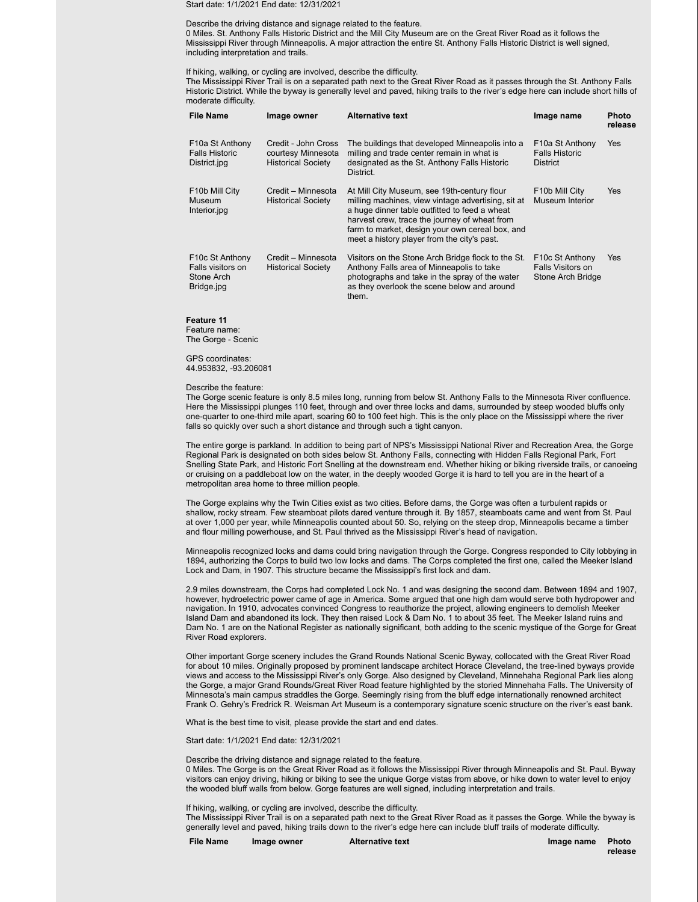Start date: 1/1/2021 End date: 12/31/2021

Describe the driving distance and signage related to the feature.
0 Miles. St. Anthony Falls Historic District and the Mill City Museum are on the Great River Road as it follows the Mississippi River through Minneapolis. A major attraction the entire St. Anthony Falls Historic District is well signed, including interpretation and trails.

If hiking, walking, or cycling are involved, describe the difficulty.
The Mississippi River Trail is on a separated path next to the Great River Road as it passes through the St. Anthony Falls Historic District. While the byway is generally level and paved, hiking trails to the river's edge here can include short hills of moderate difficulty.

| File Name | Image owner | Alternative text | Image name | Photo release |
|---|---|---|---|---|
| F10a St Anthony Falls Historic District.jpg | Credit - John Cross courtesy Minnesota Historical Society | The buildings that developed Minneapolis into a milling and trade center remain in what is designated as the St. Anthony Falls Historic District. | F10a St Anthony Falls Historic District | Yes |
| F10b Mill City Museum Interior.jpg | Credit – Minnesota Historical Society | At Mill City Museum, see 19th-century flour milling machines, view vintage advertising, sit at a huge dinner table outfitted to feed a wheat harvest crew, trace the journey of wheat from farm to market, design your own cereal box, and meet a history player from the city's past. | F10b Mill City Museum Interior | Yes |
| F10c St Anthony Falls visitors on Stone Arch Bridge.jpg | Credit – Minnesota Historical Society | Visitors on the Stone Arch Bridge flock to the St. Anthony Falls area of Minneapolis to take photographs and take in the spray of the water as they overlook the scene below and around them. | F10c St Anthony Falls Visitors on Stone Arch Bridge | Yes |

**Feature 11**
Feature name:
The Gorge - Scenic

GPS coordinates:
44.953832, -93.206081

Describe the feature:
The Gorge scenic feature is only 8.5 miles long, running from below St. Anthony Falls to the Minnesota River confluence. Here the Mississippi plunges 110 feet, through and over three locks and dams, surrounded by steep wooded bluffs only one-quarter to one-third mile apart, soaring 60 to 100 feet high. This is the only place on the Mississippi where the river falls so quickly over such a short distance and through such a tight canyon.

The entire gorge is parkland. In addition to being part of NPS's Mississippi National River and Recreation Area, the Gorge Regional Park is designated on both sides below St. Anthony Falls, connecting with Hidden Falls Regional Park, Fort Snelling State Park, and Historic Fort Snelling at the downstream end. Whether hiking or biking riverside trails, or canoeing or cruising on a paddleboat low on the water, in the deeply wooded Gorge it is hard to tell you are in the heart of a metropolitan area home to three million people.

The Gorge explains why the Twin Cities exist as two cities. Before dams, the Gorge was often a turbulent rapids or shallow, rocky stream. Few steamboat pilots dared venture through it. By 1857, steamboats came and went from St. Paul at over 1,000 per year, while Minneapolis counted about 50. So, relying on the steep drop, Minneapolis became a timber and flour milling powerhouse, and St. Paul thrived as the Mississippi River's head of navigation.

Minneapolis recognized locks and dams could bring navigation through the Gorge. Congress responded to City lobbying in 1894, authorizing the Corps to build two low locks and dams. The Corps completed the first one, called the Meeker Island Lock and Dam, in 1907. This structure became the Mississippi's first lock and dam.

2.9 miles downstream, the Corps had completed Lock No. 1 and was designing the second dam. Between 1894 and 1907, however, hydroelectric power came of age in America. Some argued that one high dam would serve both hydropower and navigation. In 1910, advocates convinced Congress to reauthorize the project, allowing engineers to demolish Meeker Island Dam and abandoned its lock. They then raised Lock & Dam No. 1 to about 35 feet. The Meeker Island ruins and Dam No. 1 are on the National Register as nationally significant, both adding to the scenic mystique of the Gorge for Great River Road explorers.

Other important Gorge scenery includes the Grand Rounds National Scenic Byway, collocated with the Great River Road for about 10 miles. Originally proposed by prominent landscape architect Horace Cleveland, the tree-lined byways provide views and access to the Mississippi River's only Gorge. Also designed by Cleveland, Minnehaha Regional Park lies along the Gorge, a major Grand Rounds/Great River Road feature highlighted by the storied Minnehaha Falls. The University of Minnesota's main campus straddles the Gorge. Seemingly rising from the bluff edge internationally renowned architect Frank O. Gehry's Fredrick R. Weisman Art Museum is a contemporary signature scenic structure on the river's east bank.

What is the best time to visit, please provide the start and end dates.

Start date: 1/1/2021 End date: 12/31/2021

Describe the driving distance and signage related to the feature.
0 Miles. The Gorge is on the Great River Road as it follows the Mississippi River through Minneapolis and St. Paul. Byway visitors can enjoy driving, hiking or biking to see the unique Gorge vistas from above, or hike down to water level to enjoy the wooded bluff walls from below. Gorge features are well signed, including interpretation and trails.

If hiking, walking, or cycling are involved, describe the difficulty.
The Mississippi River Trail is on a separated path next to the Great River Road as it passes the Gorge. While the byway is generally level and paved, hiking trails down to the river's edge here can include bluff trails of moderate difficulty.

| File Name | Image owner | Alternative text | Image name | Photo release |
|---|---|---|---|---|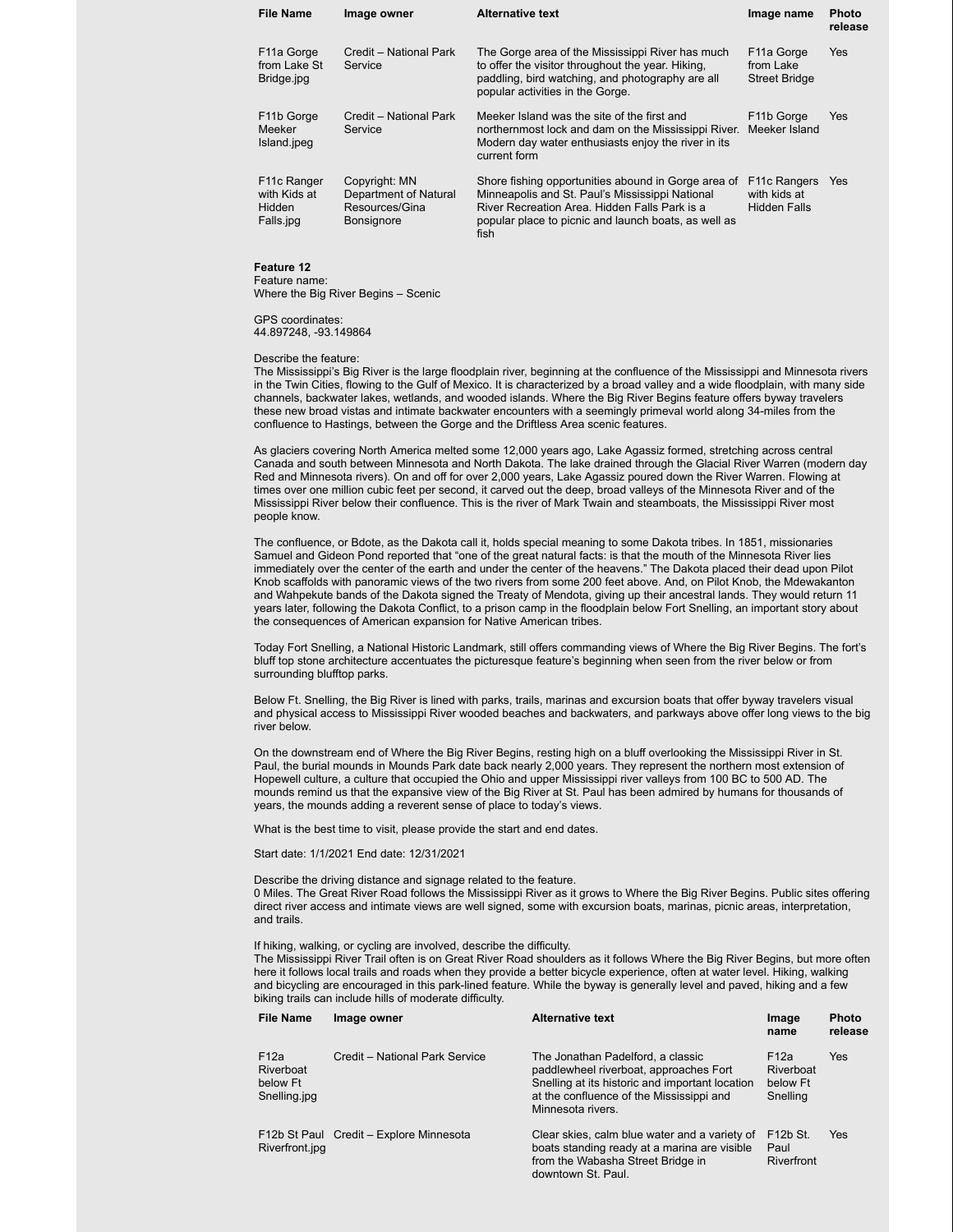| File Name | Image owner | Alternative text | Image name | Photo release |
|---|---|---|---|---|
| F11a Gorge from Lake St Bridge.jpg | Credit – National Park Service | The Gorge area of the Mississippi River has much to offer the visitor throughout the year. Hiking, paddling, bird watching, and photography are all popular activities in the Gorge. | F11a Gorge from Lake Street Bridge | Yes |
| F11b Gorge Meeker Island.jpeg | Credit – National Park Service | Meeker Island was the site of the first and northernmost lock and dam on the Mississippi River. Modern day water enthusiasts enjoy the river in its current form | F11b Gorge Meeker Island | Yes |
| F11c Ranger with Kids at Hidden Falls.jpg | Copyright: MN Department of Natural Resources/Gina Bonsignore | Shore fishing opportunities abound in Gorge area of Minneapolis and St. Paul's Mississippi National River Recreation Area. Hidden Falls Park is a popular place to picnic and launch boats, as well as fish | F11c Rangers with kids at Hidden Falls | Yes |

**Feature 12**
Feature name:
Where the Big River Begins – Scenic

GPS coordinates:
44.897248, -93.149864

Describe the feature:
The Mississippi's Big River is the large floodplain river, beginning at the confluence of the Mississippi and Minnesota rivers in the Twin Cities, flowing to the Gulf of Mexico. It is characterized by a broad valley and a wide floodplain, with many side channels, backwater lakes, wetlands, and wooded islands. Where the Big River Begins feature offers byway travelers these new broad vistas and intimate backwater encounters with a seemingly primeval world along 34-miles from the confluence to Hastings, between the Gorge and the Driftless Area scenic features.

As glaciers covering North America melted some 12,000 years ago, Lake Agassiz formed, stretching across central Canada and south between Minnesota and North Dakota. The lake drained through the Glacial River Warren (modern day Red and Minnesota rivers). On and off for over 2,000 years, Lake Agassiz poured down the River Warren. Flowing at times over one million cubic feet per second, it carved out the deep, broad valleys of the Minnesota River and of the Mississippi River below their confluence. This is the river of Mark Twain and steamboats, the Mississippi River most people know.

The confluence, or Bdote, as the Dakota call it, holds special meaning to some Dakota tribes. In 1851, missionaries Samuel and Gideon Pond reported that "one of the great natural facts: is that the mouth of the Minnesota River lies immediately over the center of the earth and under the center of the heavens." The Dakota placed their dead upon Pilot Knob scaffolds with panoramic views of the two rivers from some 200 feet above. And, on Pilot Knob, the Mdewakanton and Wahpekute bands of the Dakota signed the Treaty of Mendota, giving up their ancestral lands. They would return 11 years later, following the Dakota Conflict, to a prison camp in the floodplain below Fort Snelling, an important story about the consequences of American expansion for Native American tribes.

Today Fort Snelling, a National Historic Landmark, still offers commanding views of Where the Big River Begins. The fort's bluff top stone architecture accentuates the picturesque feature's beginning when seen from the river below or from surrounding blufftop parks.

Below Ft. Snelling, the Big River is lined with parks, trails, marinas and excursion boats that offer byway travelers visual and physical access to Mississippi River wooded beaches and backwaters, and parkways above offer long views to the big river below.

On the downstream end of Where the Big River Begins, resting high on a bluff overlooking the Mississippi River in St. Paul, the burial mounds in Mounds Park date back nearly 2,000 years. They represent the northern most extension of Hopewell culture, a culture that occupied the Ohio and upper Mississippi river valleys from 100 BC to 500 AD. The mounds remind us that the expansive view of the Big River at St. Paul has been admired by humans for thousands of years, the mounds adding a reverent sense of place to today's views.

What is the best time to visit, please provide the start and end dates.

Start date: 1/1/2021 End date: 12/31/2021

Describe the driving distance and signage related to the feature.
0 Miles. The Great River Road follows the Mississippi River as it grows to Where the Big River Begins. Public sites offering direct river access and intimate views are well signed, some with excursion boats, marinas, picnic areas, interpretation, and trails.

If hiking, walking, or cycling are involved, describe the difficulty.
The Mississippi River Trail often is on Great River Road shoulders as it follows Where the Big River Begins, but more often here it follows local trails and roads when they provide a better bicycle experience, often at water level. Hiking, walking and bicycling are encouraged in this park-lined feature. While the byway is generally level and paved, hiking and a few biking trails can include hills of moderate difficulty.

| File Name | Image owner | Alternative text | Image name | Photo release |
|---|---|---|---|---|
| F12a Riverboat below Ft Snelling.jpg | Credit – National Park Service | The Jonathan Padelford, a classic paddlewheel riverboat, approaches Fort Snelling at its historic and important location at the confluence of the Mississippi and Minnesota rivers. | F12a Riverboat below Ft Snelling | Yes |
| F12b St Paul Riverfront.jpg | Credit – Explore Minnesota | Clear skies, calm blue water and a variety of boats standing ready at a marina are visible from the Wabasha Street Bridge in downtown St. Paul. | F12b St. Paul Riverfront | Yes |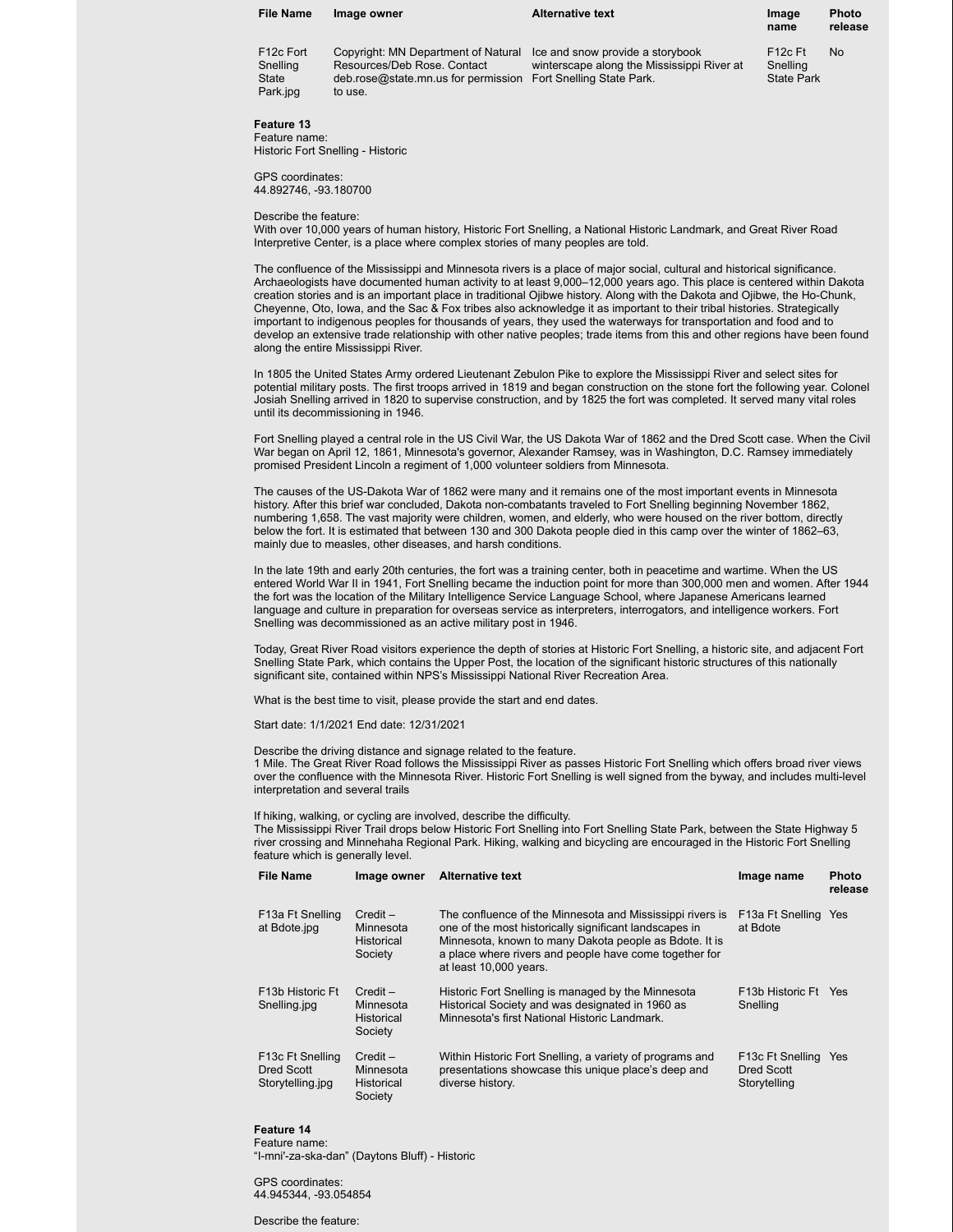| File Name | Image owner | Alternative text | Image name | Photo release |
| --- | --- | --- | --- | --- |
| F12c Fort Snelling State Park.jpg | Copyright: MN Department of Natural Resources/Deb Rose. Contact deb.rose@state.mn.us for permission to use. | Ice and snow provide a storybook winterscape along the Mississippi River at Fort Snelling State Park. | F12c Ft Snelling State Park | No |

**Feature 13**
Feature name:
Historic Fort Snelling - Historic

GPS coordinates:
44.892746, -93.180700

Describe the feature:
With over 10,000 years of human history, Historic Fort Snelling, a National Historic Landmark, and Great River Road Interpretive Center, is a place where complex stories of many peoples are told.

The confluence of the Mississippi and Minnesota rivers is a place of major social, cultural and historical significance. Archaeologists have documented human activity to at least 9,000–12,000 years ago. This place is centered within Dakota creation stories and is an important place in traditional Ojibwe history. Along with the Dakota and Ojibwe, the Ho-Chunk, Cheyenne, Oto, Iowa, and the Sac & Fox tribes also acknowledge it as important to their tribal histories. Strategically important to indigenous peoples for thousands of years, they used the waterways for transportation and food and to develop an extensive trade relationship with other native peoples; trade items from this and other regions have been found along the entire Mississippi River.

In 1805 the United States Army ordered Lieutenant Zebulon Pike to explore the Mississippi River and select sites for potential military posts. The first troops arrived in 1819 and began construction on the stone fort the following year. Colonel Josiah Snelling arrived in 1820 to supervise construction, and by 1825 the fort was completed. It served many vital roles until its decommissioning in 1946.

Fort Snelling played a central role in the US Civil War, the US Dakota War of 1862 and the Dred Scott case. When the Civil War began on April 12, 1861, Minnesota's governor, Alexander Ramsey, was in Washington, D.C. Ramsey immediately promised President Lincoln a regiment of 1,000 volunteer soldiers from Minnesota.

The causes of the US-Dakota War of 1862 were many and it remains one of the most important events in Minnesota history. After this brief war concluded, Dakota non-combatants traveled to Fort Snelling beginning November 1862, numbering 1,658. The vast majority were children, women, and elderly, who were housed on the river bottom, directly below the fort. It is estimated that between 130 and 300 Dakota people died in this camp over the winter of 1862–63, mainly due to measles, other diseases, and harsh conditions.

In the late 19th and early 20th centuries, the fort was a training center, both in peacetime and wartime. When the US entered World War II in 1941, Fort Snelling became the induction point for more than 300,000 men and women. After 1944 the fort was the location of the Military Intelligence Service Language School, where Japanese Americans learned language and culture in preparation for overseas service as interpreters, interrogators, and intelligence workers. Fort Snelling was decommissioned as an active military post in 1946.

Today, Great River Road visitors experience the depth of stories at Historic Fort Snelling, a historic site, and adjacent Fort Snelling State Park, which contains the Upper Post, the location of the significant historic structures of this nationally significant site, contained within NPS's Mississippi National River Recreation Area.

What is the best time to visit, please provide the start and end dates.

Start date: 1/1/2021 End date: 12/31/2021

Describe the driving distance and signage related to the feature.
1 Mile. The Great River Road follows the Mississippi River as passes Historic Fort Snelling which offers broad river views over the confluence with the Minnesota River. Historic Fort Snelling is well signed from the byway, and includes multi-level interpretation and several trails

If hiking, walking, or cycling are involved, describe the difficulty.
The Mississippi River Trail drops below Historic Fort Snelling into Fort Snelling State Park, between the State Highway 5 river crossing and Minnehaha Regional Park. Hiking, walking and bicycling are encouraged in the Historic Fort Snelling feature which is generally level.

| File Name | Image owner | Alternative text | Image name | Photo release |
| --- | --- | --- | --- | --- |
| F13a Ft Snelling at Bdote.jpg | Credit – Minnesota Historical Society | The confluence of the Minnesota and Mississippi rivers is one of the most historically significant landscapes in Minnesota, known to many Dakota people as Bdote. It is a place where rivers and people have come together for at least 10,000 years. | F13a Ft Snelling at Bdote | Yes |
| F13b Historic Ft Snelling.jpg | Credit – Minnesota Historical Society | Historic Fort Snelling is managed by the Minnesota Historical Society and was designated in 1960 as Minnesota's first National Historic Landmark. | F13b Historic Ft Snelling | Yes |
| F13c Ft Snelling Dred Scott Storytelling.jpg | Credit – Minnesota Historical Society | Within Historic Fort Snelling, a variety of programs and presentations showcase this unique place's deep and diverse history. | F13c Ft Snelling Dred Scott Storytelling | Yes |

**Feature 14**
Feature name:
"I-mni'-za-ska-dan" (Daytons Bluff) - Historic

GPS coordinates:
44.945344, -93.054854

Describe the feature: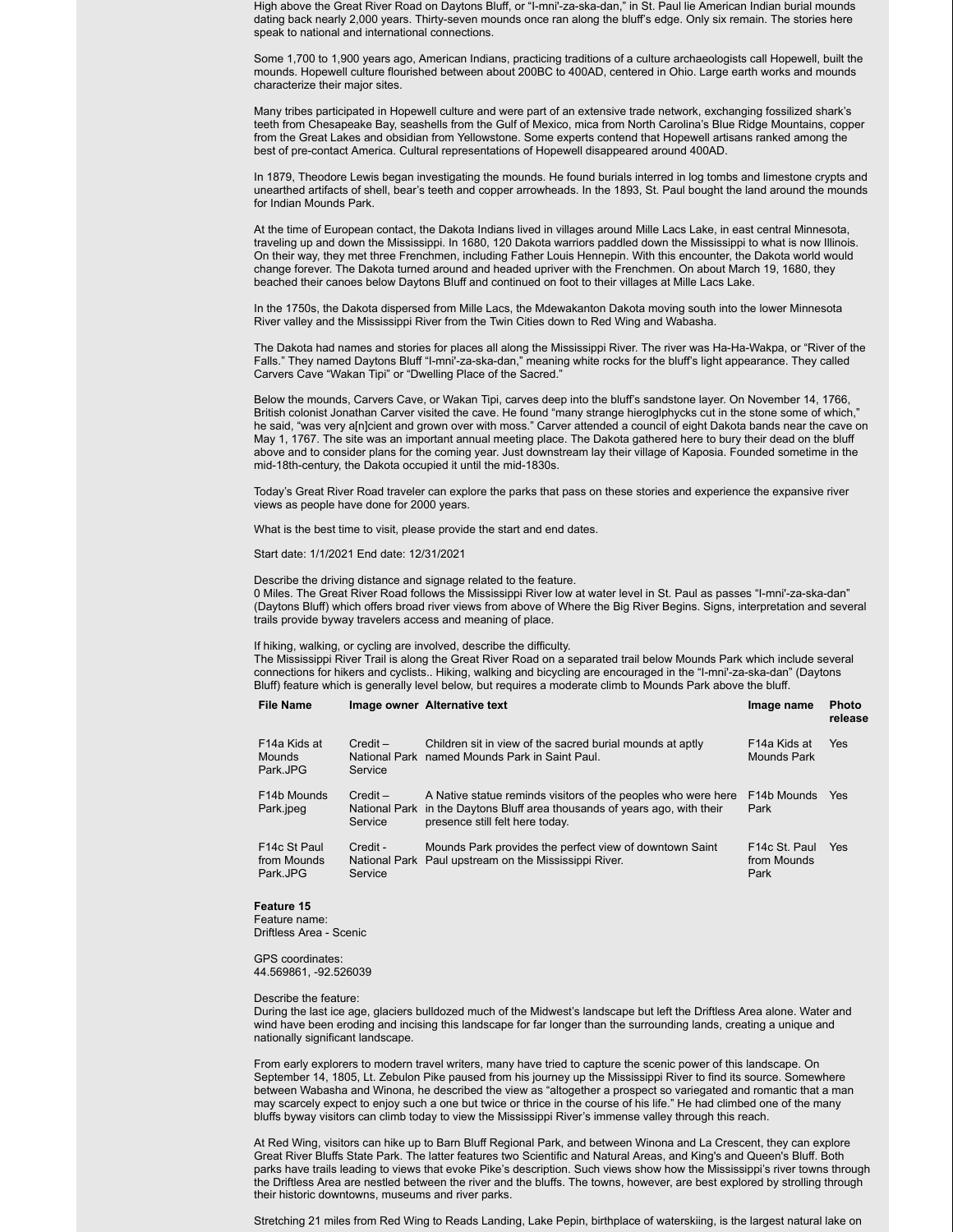High above the Great River Road on Daytons Bluff, or "I-mni'-za-ska-dan," in St. Paul lie American Indian burial mounds dating back nearly 2,000 years. Thirty-seven mounds once ran along the bluff's edge. Only six remain. The stories here speak to national and international connections.

Some 1,700 to 1,900 years ago, American Indians, practicing traditions of a culture archaeologists call Hopewell, built the mounds. Hopewell culture flourished between about 200BC to 400AD, centered in Ohio. Large earth works and mounds characterize their major sites.

Many tribes participated in Hopewell culture and were part of an extensive trade network, exchanging fossilized shark's teeth from Chesapeake Bay, seashells from the Gulf of Mexico, mica from North Carolina's Blue Ridge Mountains, copper from the Great Lakes and obsidian from Yellowstone. Some experts contend that Hopewell artisans ranked among the best of pre-contact America. Cultural representations of Hopewell disappeared around 400AD.

In 1879, Theodore Lewis began investigating the mounds. He found burials interred in log tombs and limestone crypts and unearthed artifacts of shell, bear's teeth and copper arrowheads. In the 1893, St. Paul bought the land around the mounds for Indian Mounds Park.

At the time of European contact, the Dakota Indians lived in villages around Mille Lacs Lake, in east central Minnesota, traveling up and down the Mississippi. In 1680, 120 Dakota warriors paddled down the Mississippi to what is now Illinois. On their way, they met three Frenchmen, including Father Louis Hennepin. With this encounter, the Dakota world would change forever. The Dakota turned around and headed upriver with the Frenchmen. On about March 19, 1680, they beached their canoes below Daytons Bluff and continued on foot to their villages at Mille Lacs Lake.

In the 1750s, the Dakota dispersed from Mille Lacs, the Mdewakanton Dakota moving south into the lower Minnesota River valley and the Mississippi River from the Twin Cities down to Red Wing and Wabasha.

The Dakota had names and stories for places all along the Mississippi River. The river was Ha-Ha-Wakpa, or "River of the Falls." They named Daytons Bluff "I-mni'-za-ska-dan," meaning white rocks for the bluff's light appearance. They called Carvers Cave "Wakan Tipi" or "Dwelling Place of the Sacred."

Below the mounds, Carvers Cave, or Wakan Tipi, carves deep into the bluff's sandstone layer. On November 14, 1766, British colonist Jonathan Carver visited the cave. He found "many strange hieroglphycks cut in the stone some of which," he said, "was very a[n]cient and grown over with moss." Carver attended a council of eight Dakota bands near the cave on May 1, 1767. The site was an important annual meeting place. The Dakota gathered here to bury their dead on the bluff above and to consider plans for the coming year. Just downstream lay their village of Kaposia. Founded sometime in the mid-18th-century, the Dakota occupied it until the mid-1830s.

Today's Great River Road traveler can explore the parks that pass on these stories and experience the expansive river views as people have done for 2000 years.

What is the best time to visit, please provide the start and end dates.

Start date: 1/1/2021 End date: 12/31/2021

Describe the driving distance and signage related to the feature.
0 Miles. The Great River Road follows the Mississippi River low at water level in St. Paul as passes "I-mni'-za-ska-dan" (Daytons Bluff) which offers broad river views from above of Where the Big River Begins. Signs, interpretation and several trails provide byway travelers access and meaning of place.

If hiking, walking, or cycling are involved, describe the difficulty.
The Mississippi River Trail is along the Great River Road on a separated trail below Mounds Park which include several connections for hikers and cyclists.. Hiking, walking and bicycling are encouraged in the "I-mni'-za-ska-dan" (Daytons Bluff) feature which is generally level below, but requires a moderate climb to Mounds Park above the bluff.

| File Name | Image owner | Alternative text | Image name | Photo release |
|---|---|---|---|---|
| F14a Kids at Mounds Park.JPG | Credit – National Park Service | Children sit in view of the sacred burial mounds at aptly named Mounds Park in Saint Paul. | F14a Kids at Mounds Park | Yes |
| F14b Mounds Park.jpeg | Credit – National Park Service | A Native statue reminds visitors of the peoples who were here in the Daytons Bluff area thousands of years ago, with their presence still felt here today. | F14b Mounds Park | Yes |
| F14c St Paul from Mounds Park.JPG | Credit - National Park Service | Mounds Park provides the perfect view of downtown Saint Paul upstream on the Mississippi River. | F14c St. Paul from Mounds Park | Yes |

**Feature 15**
Feature name:
Driftless Area - Scenic

GPS coordinates:
44.569861, -92.526039

Describe the feature:
During the last ice age, glaciers bulldozed much of the Midwest's landscape but left the Driftless Area alone. Water and wind have been eroding and incising this landscape for far longer than the surrounding lands, creating a unique and nationally significant landscape.

From early explorers to modern travel writers, many have tried to capture the scenic power of this landscape. On September 14, 1805, Lt. Zebulon Pike paused from his journey up the Mississippi River to find its source. Somewhere between Wabasha and Winona, he described the view as "altogether a prospect so variegated and romantic that a man may scarcely expect to enjoy such a one but twice or thrice in the course of his life." He had climbed one of the many bluffs byway visitors can climb today to view the Mississippi River's immense valley through this reach.

At Red Wing, visitors can hike up to Barn Bluff Regional Park, and between Winona and La Crescent, they can explore Great River Bluffs State Park. The latter features two Scientific and Natural Areas, and King's and Queen's Bluff. Both parks have trails leading to views that evoke Pike's description. Such views show how the Mississippi's river towns through the Driftless Area are nestled between the river and the bluffs. The towns, however, are best explored by strolling through their historic downtowns, museums and river parks.

Stretching 21 miles from Red Wing to Reads Landing, Lake Pepin, birthplace of waterskiing, is the largest natural lake on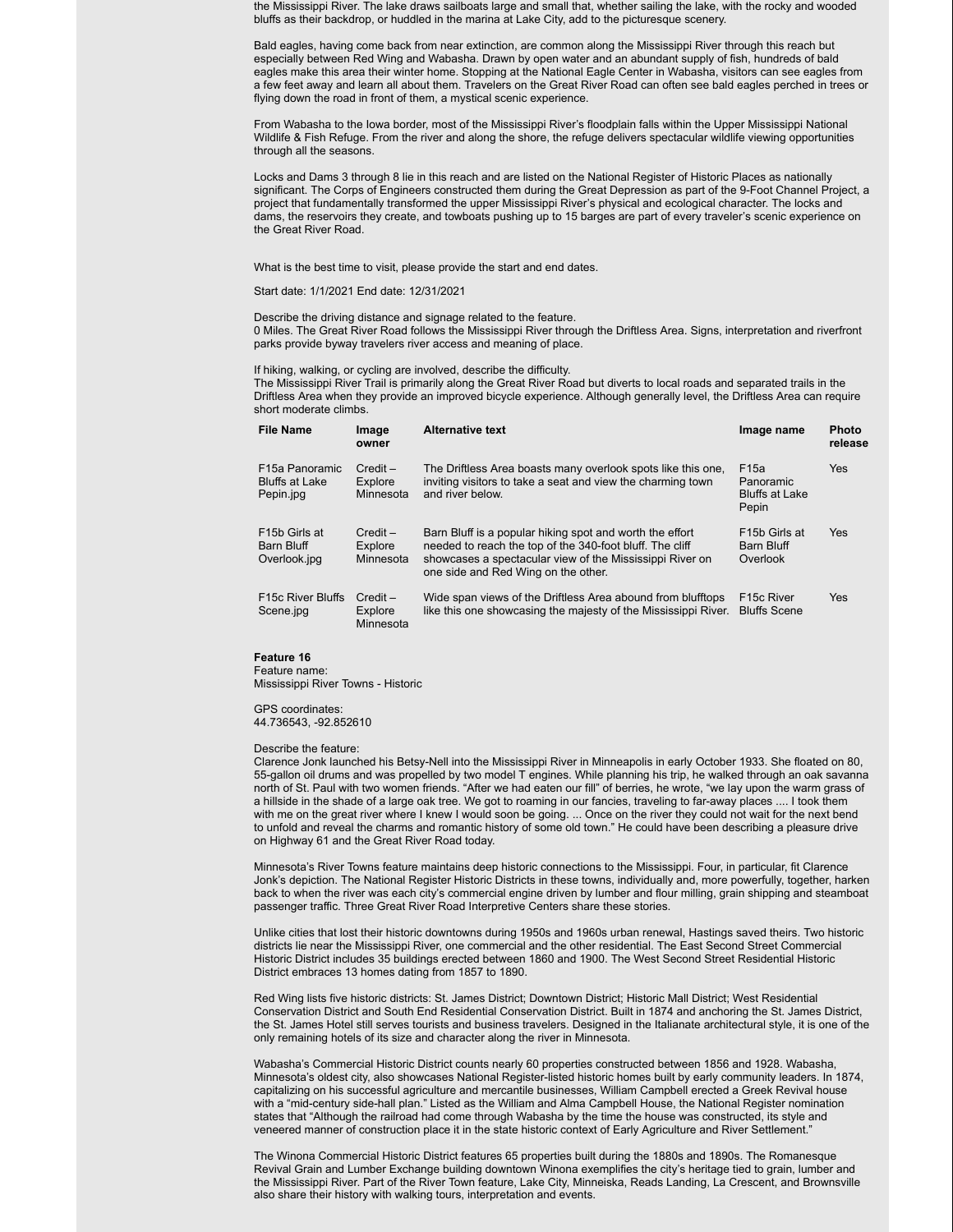the Mississippi River. The lake draws sailboats large and small that, whether sailing the lake, with the rocky and wooded bluffs as their backdrop, or huddled in the marina at Lake City, add to the picturesque scenery.

Bald eagles, having come back from near extinction, are common along the Mississippi River through this reach but especially between Red Wing and Wabasha. Drawn by open water and an abundant supply of fish, hundreds of bald eagles make this area their winter home. Stopping at the National Eagle Center in Wabasha, visitors can see eagles from a few feet away and learn all about them. Travelers on the Great River Road can often see bald eagles perched in trees or flying down the road in front of them, a mystical scenic experience.

From Wabasha to the Iowa border, most of the Mississippi River's floodplain falls within the Upper Mississippi National Wildlife & Fish Refuge. From the river and along the shore, the refuge delivers spectacular wildlife viewing opportunities through all the seasons.

Locks and Dams 3 through 8 lie in this reach and are listed on the National Register of Historic Places as nationally significant. The Corps of Engineers constructed them during the Great Depression as part of the 9-Foot Channel Project, a project that fundamentally transformed the upper Mississippi River's physical and ecological character. The locks and dams, the reservoirs they create, and towboats pushing up to 15 barges are part of every traveler's scenic experience on the Great River Road.

What is the best time to visit, please provide the start and end dates.

Start date: 1/1/2021 End date: 12/31/2021

Describe the driving distance and signage related to the feature.
0 Miles. The Great River Road follows the Mississippi River through the Driftless Area. Signs, interpretation and riverfront parks provide byway travelers river access and meaning of place.

If hiking, walking, or cycling are involved, describe the difficulty.
The Mississippi River Trail is primarily along the Great River Road but diverts to local roads and separated trails in the Driftless Area when they provide an improved bicycle experience. Although generally level, the Driftless Area can require short moderate climbs.

| File Name | Image owner | Alternative text | Image name | Photo release |
|---|---|---|---|---|
| F15a Panoramic Bluffs at Lake Pepin.jpg | Credit – Explore Minnesota | The Driftless Area boasts many overlook spots like this one, inviting visitors to take a seat and view the charming town and river below. | F15a Panoramic Bluffs at Lake Pepin | Yes |
| F15b Girls at Barn Bluff Overlook.jpg | Credit – Explore Minnesota | Barn Bluff is a popular hiking spot and worth the effort needed to reach the top of the 340-foot bluff. The cliff showcases a spectacular view of the Mississippi River on one side and Red Wing on the other. | F15b Girls at Barn Bluff Overlook | Yes |
| F15c River Bluffs Scene.jpg | Credit – Explore Minnesota | Wide span views of the Driftless Area abound from blufftops like this one showcasing the majesty of the Mississippi River. | F15c River Bluffs Scene | Yes |

**Feature 16**
Feature name:
Mississippi River Towns - Historic

GPS coordinates:
44.736543, -92.852610

Describe the feature:
Clarence Jonk launched his Betsy-Nell into the Mississippi River in Minneapolis in early October 1933. She floated on 80, 55-gallon oil drums and was propelled by two model T engines. While planning his trip, he walked through an oak savanna north of St. Paul with two women friends. "After we had eaten our fill" of berries, he wrote, "we lay upon the warm grass of a hillside in the shade of a large oak tree. We got to roaming in our fancies, traveling to far-away places .... I took them with me on the great river where I knew I would soon be going. ... Once on the river they could not wait for the next bend to unfold and reveal the charms and romantic history of some old town." He could have been describing a pleasure drive on Highway 61 and the Great River Road today.

Minnesota's River Towns feature maintains deep historic connections to the Mississippi. Four, in particular, fit Clarence Jonk's depiction. The National Register Historic Districts in these towns, individually and, more powerfully, together, harken back to when the river was each city's commercial engine driven by lumber and flour milling, grain shipping and steamboat passenger traffic. Three Great River Road Interpretive Centers share these stories.

Unlike cities that lost their historic downtowns during 1950s and 1960s urban renewal, Hastings saved theirs. Two historic districts lie near the Mississippi River, one commercial and the other residential. The East Second Street Commercial Historic District includes 35 buildings erected between 1860 and 1900. The West Second Street Residential Historic District embraces 13 homes dating from 1857 to 1890.

Red Wing lists five historic districts: St. James District; Downtown District; Historic Mall District; West Residential Conservation District and South End Residential Conservation District. Built in 1874 and anchoring the St. James District, the St. James Hotel still serves tourists and business travelers. Designed in the Italianate architectural style, it is one of the only remaining hotels of its size and character along the river in Minnesota.

Wabasha's Commercial Historic District counts nearly 60 properties constructed between 1856 and 1928. Wabasha, Minnesota's oldest city, also showcases National Register-listed historic homes built by early community leaders. In 1874, capitalizing on his successful agriculture and mercantile businesses, William Campbell erected a Greek Revival house with a "mid-century side-hall plan." Listed as the William and Alma Campbell House, the National Register nomination states that "Although the railroad had come through Wabasha by the time the house was constructed, its style and veneered manner of construction place it in the state historic context of Early Agriculture and River Settlement."

The Winona Commercial Historic District features 65 properties built during the 1880s and 1890s. The Romanesque Revival Grain and Lumber Exchange building downtown Winona exemplifies the city's heritage tied to grain, lumber and the Mississippi River. Part of the River Town feature, Lake City, Minneiska, Reads Landing, La Crescent, and Brownsville also share their history with walking tours, interpretation and events.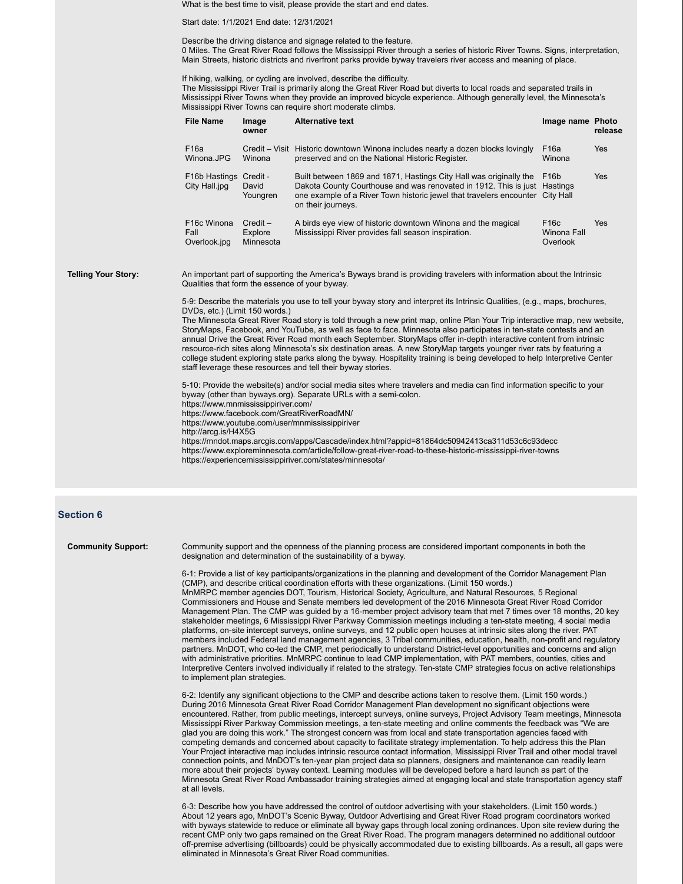What is the best time to visit, please provide the start and end dates.

Start date: 1/1/2021 End date: 12/31/2021

Describe the driving distance and signage related to the feature.
0 Miles. The Great River Road follows the Mississippi River through a series of historic River Towns. Signs, interpretation, Main Streets, historic districts and riverfront parks provide byway travelers river access and meaning of place.

If hiking, walking, or cycling are involved, describe the difficulty.
The Mississippi River Trail is primarily along the Great River Road but diverts to local roads and separated trails in Mississippi River Towns when they provide an improved bicycle experience. Although generally level, the Minnesota's Mississippi River Towns can require short moderate climbs.

| File Name | Image owner | Alternative text | Image name | Photo release |
|---|---|---|---|---|
| F16a Winona.JPG | Credit – Visit Winona | Historic downtown Winona includes nearly a dozen blocks lovingly preserved and on the National Historic Register. | F16a Winona | Yes |
| F16b Hastings City Hall.jpg | Credit - David Youngren | Built between 1869 and 1871, Hastings City Hall was originally the Dakota County Courthouse and was renovated in 1912. This is just one example of a River Town historic jewel that travelers encounter on their journeys. | F16b Hastings City Hall | Yes |
| F16c Winona Fall Overlook.jpg | Credit – Explore Minnesota | A birds eye view of historic downtown Winona and the magical Mississippi River provides fall season inspiration. | F16c Winona Fall Overlook | Yes |

**Telling Your Story:**

An important part of supporting the America's Byways brand is providing travelers with information about the Intrinsic Qualities that form the essence of your byway.

5-9: Describe the materials you use to tell your byway story and interpret its Intrinsic Qualities, (e.g., maps, brochures, DVDs, etc.) (Limit 150 words.)
The Minnesota Great River Road story is told through a new print map, online Plan Your Trip interactive map, new website, StoryMaps, Facebook, and YouTube, as well as face to face. Minnesota also participates in ten-state contests and an annual Drive the Great River Road month each September. StoryMaps offer in-depth interactive content from intrinsic resource-rich sites along Minnesota's six destination areas. A new StoryMap targets younger river rats by featuring a college student exploring state parks along the byway. Hospitality training is being developed to help Interpretive Center staff leverage these resources and tell their byway stories.

5-10: Provide the website(s) and/or social media sites where travelers and media can find information specific to your byway (other than byways.org). Separate URLs with a semi-colon.
https://www.mnmississippiriver.com/
https://www.facebook.com/GreatRiverRoadMN/
https://www.youtube.com/user/mnmississippiriver
http://arcg.is/H4X5G
https://mndot.maps.arcgis.com/apps/Cascade/index.html?appid=81864dc50942413ca311d53c6c93decc
https://www.exploreminnesota.com/article/follow-great-river-road-to-these-historic-mississippi-river-towns
https://experiencemississippiriver.com/states/minnesota/

## Section 6

**Community Support:**

Community support and the openness of the planning process are considered important components in both the designation and determination of the sustainability of a byway.

6-1: Provide a list of key participants/organizations in the planning and development of the Corridor Management Plan (CMP), and describe critical coordination efforts with these organizations. (Limit 150 words.)
MnMRPC member agencies DOT, Tourism, Historical Society, Agriculture, and Natural Resources, 5 Regional Commissioners and House and Senate members led development of the 2016 Minnesota Great River Road Corridor Management Plan. The CMP was guided by a 16-member project advisory team that met 7 times over 18 months, 20 key stakeholder meetings, 6 Mississippi River Parkway Commission meetings including a ten-state meeting, 4 social media platforms, on-site intercept surveys, online surveys, and 12 public open houses at intrinsic sites along the river. PAT members included Federal land management agencies, 3 Tribal communities, education, health, non-profit and regulatory partners. MnDOT, who co-led the CMP, met periodically to understand District-level opportunities and concerns and align with administrative priorities. MnMRPC continue to lead CMP implementation, with PAT members, counties, cities and Interpretive Centers involved individually if related to the strategy. Ten-state CMP strategies focus on active relationships to implement plan strategies.

6-2: Identify any significant objections to the CMP and describe actions taken to resolve them. (Limit 150 words.)
During 2016 Minnesota Great River Road Corridor Management Plan development no significant objections were encountered. Rather, from public meetings, intercept surveys, online surveys, Project Advisory Team meetings, Minnesota Mississippi River Parkway Commission meetings, a ten-state meeting and online comments the feedback was "We are glad you are doing this work." The strongest concern was from local and state transportation agencies faced with competing demands and concerned about capacity to facilitate strategy implementation. To help address this the Plan Your Project interactive map includes intrinsic resource contact information, Mississippi River Trail and other modal travel connection points, and MnDOT's ten-year plan project data so planners, designers and maintenance can readily learn more about their projects' byway context. Learning modules will be developed before a hard launch as part of the Minnesota Great River Road Ambassador training strategies aimed at engaging local and state transportation agency staff at all levels.

6-3: Describe how you have addressed the control of outdoor advertising with your stakeholders. (Limit 150 words.)
About 12 years ago, MnDOT's Scenic Byway, Outdoor Advertising and Great River Road program coordinators worked with byways statewide to reduce or eliminate all byway gaps through local zoning ordinances. Upon site review during the recent CMP only two gaps remained on the Great River Road. The program managers determined no additional outdoor off-premise advertising (billboards) could be physically accommodated due to existing billboards. As a result, all gaps were eliminated in Minnesota's Great River Road communities.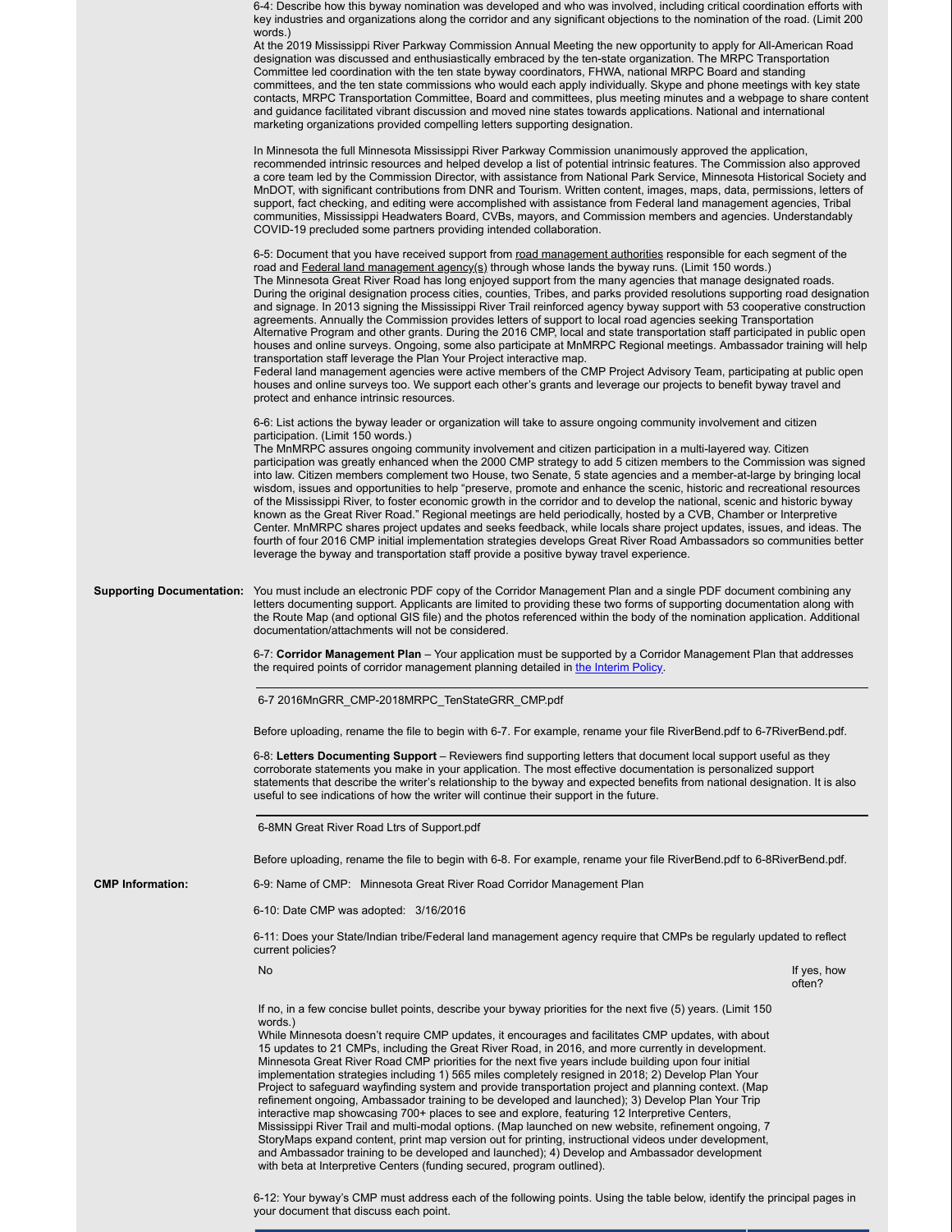6-4: Describe how this byway nomination was developed and who was involved, including critical coordination efforts with key industries and organizations along the corridor and any significant objections to the nomination of the road. (Limit 200 words.)

At the 2019 Mississippi River Parkway Commission Annual Meeting the new opportunity to apply for All-American Road designation was discussed and enthusiastically embraced by the ten-state organization. The MRPC Transportation Committee led coordination with the ten state byway coordinators, FHWA, national MRPC Board and standing committees, and the ten state commissions who would each apply individually. Skype and phone meetings with key state contacts, MRPC Transportation Committee, Board and committees, plus meeting minutes and a webpage to share content and guidance facilitated vibrant discussion and moved nine states towards applications. National and international marketing organizations provided compelling letters supporting designation.

In Minnesota the full Minnesota Mississippi River Parkway Commission unanimously approved the application, recommended intrinsic resources and helped develop a list of potential intrinsic features. The Commission also approved a core team led by the Commission Director, with assistance from National Park Service, Minnesota Historical Society and MnDOT, with significant contributions from DNR and Tourism. Written content, images, maps, data, permissions, letters of support, fact checking, and editing were accomplished with assistance from Federal land management agencies, Tribal communities, Mississippi Headwaters Board, CVBs, mayors, and Commission members and agencies. Understandably COVID-19 precluded some partners providing intended collaboration.

6-5: Document that you have received support from road management authorities responsible for each segment of the road and Federal land management agency(s) through whose lands the byway runs. (Limit 150 words.)

The Minnesota Great River Road has long enjoyed support from the many agencies that manage designated roads. During the original designation process cities, counties, Tribes, and parks provided resolutions supporting road designation and signage. In 2013 signing the Mississippi River Trail reinforced agency byway support with 53 cooperative construction agreements. Annually the Commission provides letters of support to local road agencies seeking Transportation Alternative Program and other grants. During the 2016 CMP, local and state transportation staff participated in public open houses and online surveys. Ongoing, some also participate at MnMRPC Regional meetings. Ambassador training will help transportation staff leverage the Plan Your Project interactive map.

Federal land management agencies were active members of the CMP Project Advisory Team, participating at public open houses and online surveys too. We support each other's grants and leverage our projects to benefit byway travel and protect and enhance intrinsic resources.

6-6: List actions the byway leader or organization will take to assure ongoing community involvement and citizen participation. (Limit 150 words.)

The MnMRPC assures ongoing community involvement and citizen participation in a multi-layered way. Citizen participation was greatly enhanced when the 2000 CMP strategy to add 5 citizen members to the Commission was signed into law. Citizen members complement two House, two Senate, 5 state agencies and a member-at-large by bringing local wisdom, issues and opportunities to help "preserve, promote and enhance the scenic, historic and recreational resources of the Mississippi River, to foster economic growth in the corridor and to develop the national, scenic and historic byway known as the Great River Road." Regional meetings are held periodically, hosted by a CVB, Chamber or Interpretive Center. MnMRPC shares project updates and seeks feedback, while locals share project updates, issues, and ideas. The fourth of four 2016 CMP initial implementation strategies develops Great River Road Ambassadors so communities better leverage the byway and transportation staff provide a positive byway travel experience.

**Supporting Documentation:** You must include an electronic PDF copy of the Corridor Management Plan and a single PDF document combining any letters documenting support. Applicants are limited to providing these two forms of supporting documentation along with the Route Map (and optional GIS file) and the photos referenced within the body of the nomination application. Additional documentation/attachments will not be considered.

6-7: **Corridor Management Plan** – Your application must be supported by a Corridor Management Plan that addresses the required points of corridor management planning detailed in the Interim Policy.

6-7 2016MnGRR_CMP-2018MRPC_TenStateGRR_CMP.pdf

Before uploading, rename the file to begin with 6-7. For example, rename your file RiverBend.pdf to 6-7RiverBend.pdf.

6-8: **Letters Documenting Support** – Reviewers find supporting letters that document local support useful as they corroborate statements you make in your application. The most effective documentation is personalized support statements that describe the writer's relationship to the byway and expected benefits from national designation. It is also useful to see indications of how the writer will continue their support in the future.

6-8MN Great River Road Ltrs of Support.pdf

Before uploading, rename the file to begin with 6-8. For example, rename your file RiverBend.pdf to 6-8RiverBend.pdf.

**CMP Information:**

6-9: Name of CMP: Minnesota Great River Road Corridor Management Plan

6-10: Date CMP was adopted: 3/16/2016

6-11: Does your State/Indian tribe/Federal land management agency require that CMPs be regularly updated to reflect current policies?

No — If yes, how often?

If no, in a few concise bullet points, describe your byway priorities for the next five (5) years. (Limit 150 words.)

While Minnesota doesn't require CMP updates, it encourages and facilitates CMP updates, with about 15 updates to 21 CMPs, including the Great River Road, in 2016, and more currently in development. Minnesota Great River Road CMP priorities for the next five years include building upon four initial implementation strategies including 1) 565 miles completely resigned in 2018; 2) Develop Plan Your Project to safeguard wayfinding system and provide transportation project and planning context. (Map refinement ongoing, Ambassador training to be developed and launched); 3) Develop Plan Your Trip interactive map showcasing 700+ places to see and explore, featuring 12 Interpretive Centers, Mississippi River Trail and multi-modal options. (Map launched on new website, refinement ongoing, 7 StoryMaps expand content, print map version out for printing, instructional videos under development, and Ambassador training to be developed and launched); 4) Develop and Ambassador development with beta at Interpretive Centers (funding secured, program outlined).

6-12: Your byway's CMP must address each of the following points. Using the table below, identify the principal pages in your document that discuss each point.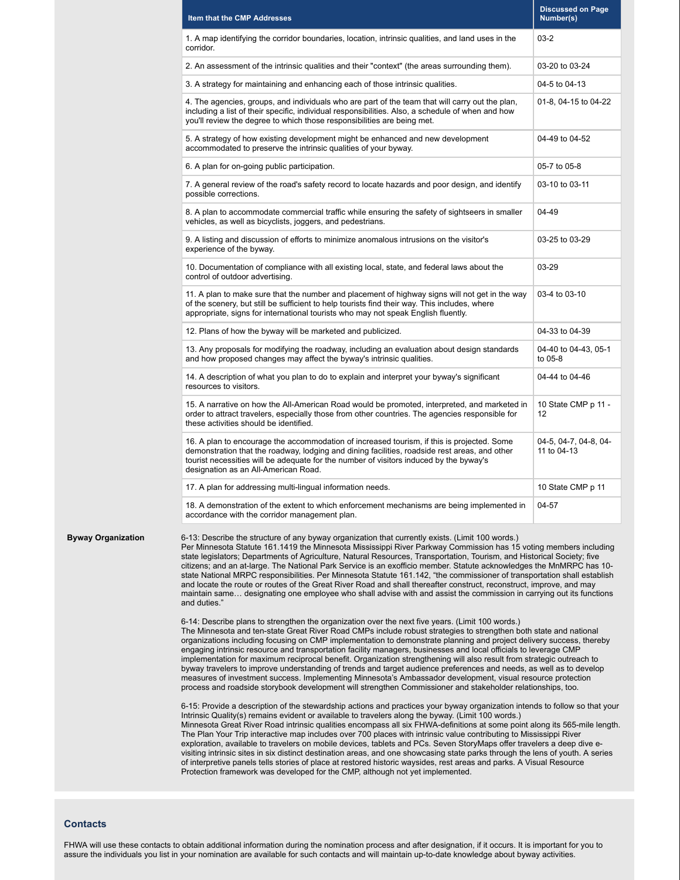| Item that the CMP Addresses | Discussed on Page Number(s) |
|---|---|
| 1. A map identifying the corridor boundaries, location, intrinsic qualities, and land uses in the corridor. | 03-2 |
| 2. An assessment of the intrinsic qualities and their "context" (the areas surrounding them). | 03-20 to 03-24 |
| 3. A strategy for maintaining and enhancing each of those intrinsic qualities. | 04-5 to 04-13 |
| 4. The agencies, groups, and individuals who are part of the team that will carry out the plan, including a list of their specific, individual responsibilities. Also, a schedule of when and how you'll review the degree to which those responsibilities are being met. | 01-8, 04-15 to 04-22 |
| 5. A strategy of how existing development might be enhanced and new development accommodated to preserve the intrinsic qualities of your byway. | 04-49 to 04-52 |
| 6. A plan for on-going public participation. | 05-7 to 05-8 |
| 7. A general review of the road's safety record to locate hazards and poor design, and identify possible corrections. | 03-10 to 03-11 |
| 8. A plan to accommodate commercial traffic while ensuring the safety of sightseers in smaller vehicles, as well as bicyclists, joggers, and pedestrians. | 04-49 |
| 9. A listing and discussion of efforts to minimize anomalous intrusions on the visitor's experience of the byway. | 03-25 to 03-29 |
| 10. Documentation of compliance with all existing local, state, and federal laws about the control of outdoor advertising. | 03-29 |
| 11. A plan to make sure that the number and placement of highway signs will not get in the way of the scenery, but still be sufficient to help tourists find their way. This includes, where appropriate, signs for international tourists who may not speak English fluently. | 03-4 to 03-10 |
| 12. Plans of how the byway will be marketed and publicized. | 04-33 to 04-39 |
| 13. Any proposals for modifying the roadway, including an evaluation about design standards and how proposed changes may affect the byway's intrinsic qualities. | 04-40 to 04-43, 05-1 to 05-8 |
| 14. A description of what you plan to do to explain and interpret your byway's significant resources to visitors. | 04-44 to 04-46 |
| 15. A narrative on how the All-American Road would be promoted, interpreted, and marketed in order to attract travelers, especially those from other countries. The agencies responsible for these activities should be identified. | 10 State CMP p 11 - 12 |
| 16. A plan to encourage the accommodation of increased tourism, if this is projected. Some demonstration that the roadway, lodging and dining facilities, roadside rest areas, and other tourist necessities will be adequate for the number of visitors induced by the byway's designation as an All-American Road. | 04-5, 04-7, 04-8, 04-11 to 04-13 |
| 17. A plan for addressing multi-lingual information needs. | 10 State CMP p 11 |
| 18. A demonstration of the extent to which enforcement mechanisms are being implemented in accordance with the corridor management plan. | 04-57 |

**Byway Organization**

6-13: Describe the structure of any byway organization that currently exists. (Limit 100 words.)
Per Minnesota Statute 161.1419 the Minnesota Mississippi River Parkway Commission has 15 voting members including state legislators; Departments of Agriculture, Natural Resources, Transportation, Tourism, and Historical Society; five citizens; and an at-large. The National Park Service is an exofficio member. Statute acknowledges the MnMRPC has 10-state National MRPC responsibilities. Per Minnesota Statute 161.142, "the commissioner of transportation shall establish and locate the route or routes of the Great River Road and shall thereafter construct, reconstruct, improve, and may maintain same… designating one employee who shall advise with and assist the commission in carrying out its functions and duties."

6-14: Describe plans to strengthen the organization over the next five years. (Limit 100 words.)
The Minnesota and ten-state Great River Road CMPs include robust strategies to strengthen both state and national organizations including focusing on CMP implementation to demonstrate planning and project delivery success, thereby engaging intrinsic resource and transportation facility managers, businesses and local officials to leverage CMP implementation for maximum reciprocal benefit. Organization strengthening will also result from strategic outreach to byway travelers to improve understanding of trends and target audience preferences and needs, as well as to develop measures of investment success. Implementing Minnesota's Ambassador development, visual resource protection process and roadside storybook development will strengthen Commissioner and stakeholder relationships, too.

6-15: Provide a description of the stewardship actions and practices your byway organization intends to follow so that your Intrinsic Quality(s) remains evident or available to travelers along the byway. (Limit 100 words.)
Minnesota Great River Road intrinsic qualities encompass all six FHWA-definitions at some point along its 565-mile length. The Plan Your Trip interactive map includes over 700 places with intrinsic value contributing to Mississippi River exploration, available to travelers on mobile devices, tablets and PCs. Seven StoryMaps offer travelers a deep dive e-visiting intrinsic sites in six distinct destination areas, and one showcasing state parks through the lens of youth. A series of interpretive panels tells stories of place at restored historic waysides, rest areas and parks. A Visual Resource Protection framework was developed for the CMP, although not yet implemented.

## Contacts

FHWA will use these contacts to obtain additional information during the nomination process and after designation, if it occurs. It is important for you to assure the individuals you list in your nomination are available for such contacts and will maintain up-to-date knowledge about byway activities.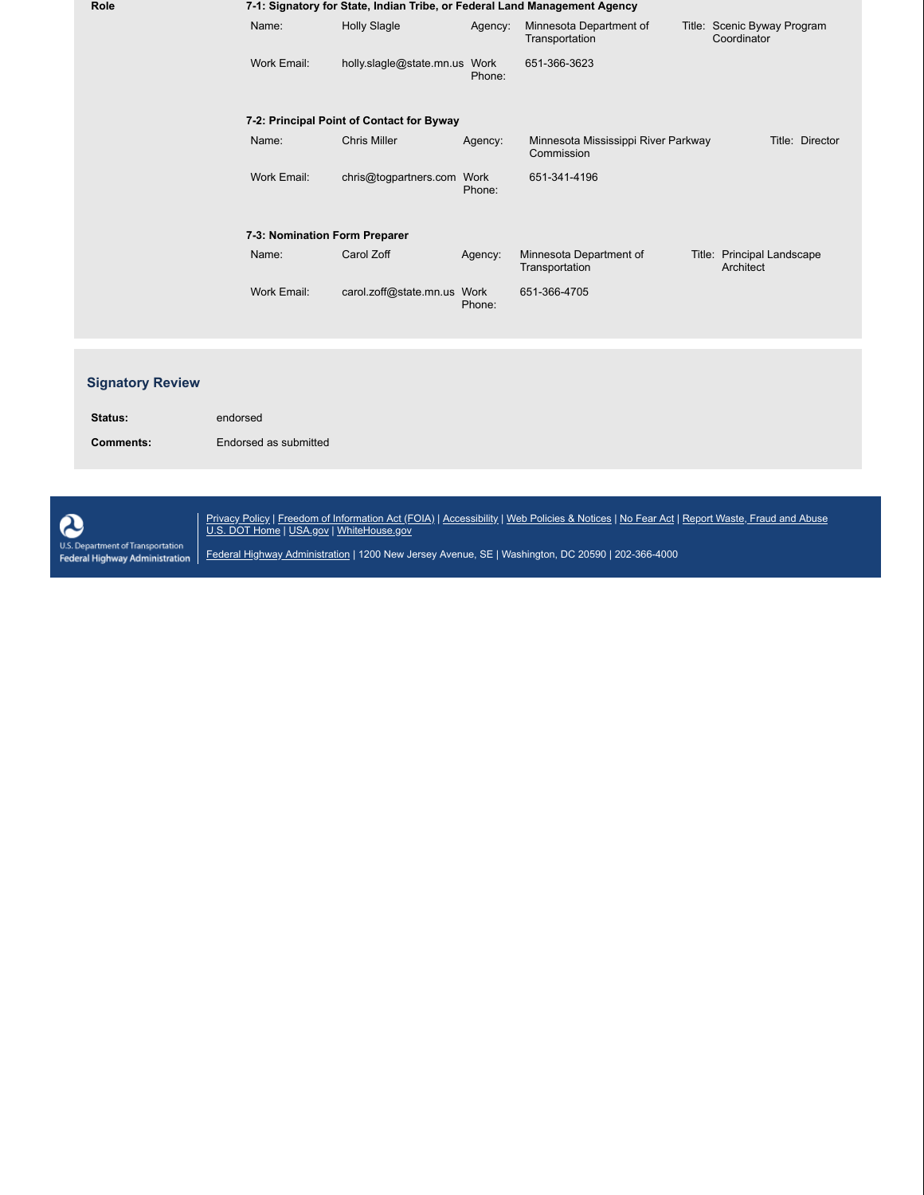**Role**

**7-1: Signatory for State, Indian Tribe, or Federal Land Management Agency**

| | | | | | |
|---|---|---|---|---|---|
| Name: | Holly Slagle | Agency: | Minnesota Department of Transportation | Title: | Scenic Byway Program Coordinator |
| Work Email: | holly.slagle@state.mn.us | Work Phone: | 651-366-3623 | | |

**7-2: Principal Point of Contact for Byway**

| | | | | | |
|---|---|---|---|---|---|
| Name: | Chris Miller | Agency: | Minnesota Mississippi River Parkway Commission | Title: | Director |
| Work Email: | chris@togpartners.com | Work Phone: | 651-341-4196 | | |

**7-3: Nomination Form Preparer**

| | | | | | |
|---|---|---|---|---|---|
| Name: | Carol Zoff | Agency: | Minnesota Department of Transportation | Title: | Principal Landscape Architect |
| Work Email: | carol.zoff@state.mn.us | Work Phone: | 651-366-4705 | | |

## Signatory Review

**Status:** endorsed

**Comments:** Endorsed as submitted

U.S. Department of Transportation
Federal Highway Administration

Privacy Policy | Freedom of Information Act (FOIA) | Accessibility | Web Policies & Notices | No Fear Act | Report Waste, Fraud and Abuse
U.S. DOT Home | USA.gov | WhiteHouse.gov

Federal Highway Administration | 1200 New Jersey Avenue, SE | Washington, DC 20590 | 202-366-4000